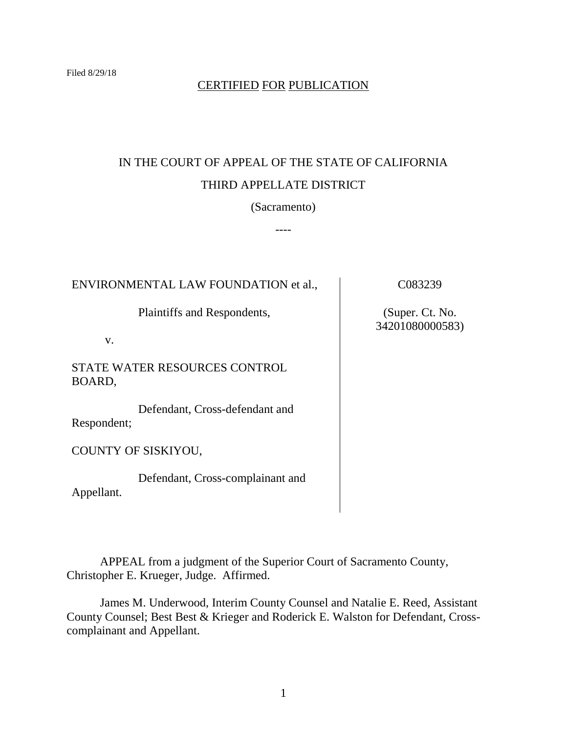Filed 8/29/18

CERTIFIED FOR PUBLICATION

IN THE COURT OF APPEAL OF THE STATE OF CALIFORNIA

THIRD APPELLATE DISTRICT

(Sacramento)

----

| | |
|---|---|
| ENVIRONMENTAL LAW FOUNDATION et al.,<br><br>Plaintiffs and Respondents,<br><br>v.<br><br>STATE WATER RESOURCES CONTROL BOARD,<br><br>Defendant, Cross-defendant and Respondent;<br><br>COUNTY OF SISKIYOU,<br><br>Defendant, Cross-complainant and Appellant. | C083239<br><br>(Super. Ct. No. 34201080000583) |

APPEAL from a judgment of the Superior Court of Sacramento County, Christopher E. Krueger, Judge. Affirmed.

James M. Underwood, Interim County Counsel and Natalie E. Reed, Assistant County Counsel; Best Best & Krieger and Roderick E. Walston for Defendant, Cross-complainant and Appellant.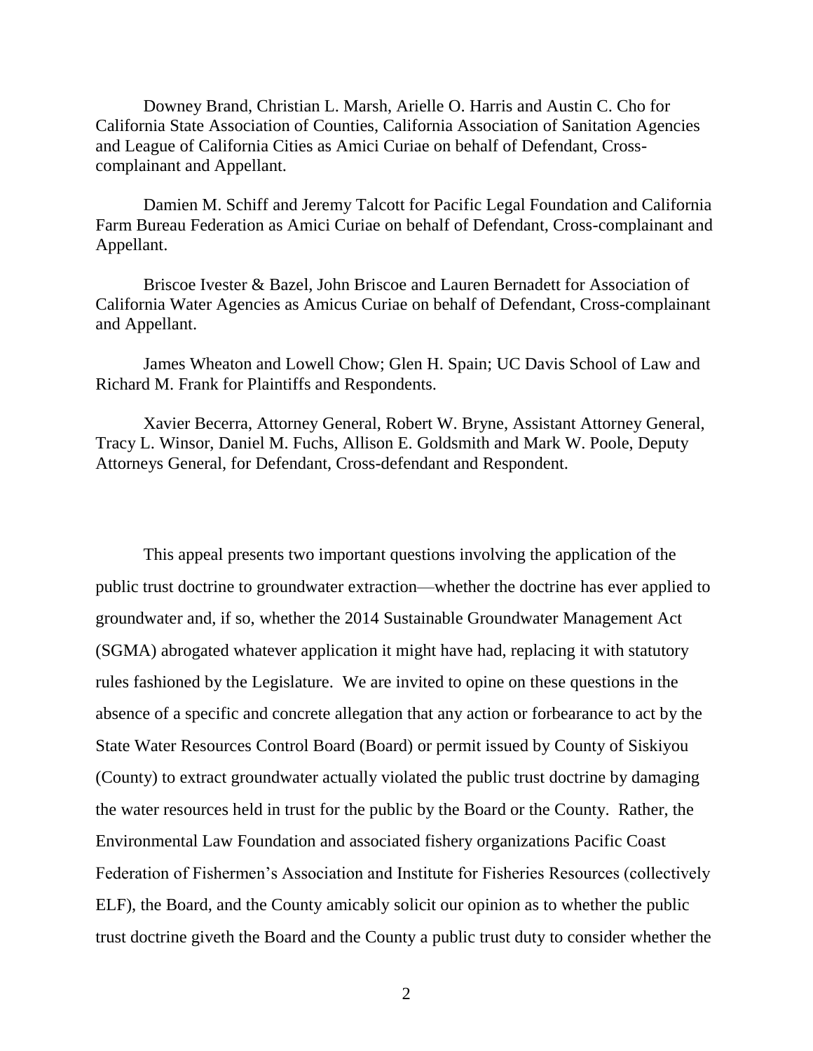Downey Brand, Christian L. Marsh, Arielle O. Harris and Austin C. Cho for California State Association of Counties, California Association of Sanitation Agencies and League of California Cities as Amici Curiae on behalf of Defendant, Cross-complainant and Appellant.

Damien M. Schiff and Jeremy Talcott for Pacific Legal Foundation and California Farm Bureau Federation as Amici Curiae on behalf of Defendant, Cross-complainant and Appellant.

Briscoe Ivester & Bazel, John Briscoe and Lauren Bernadett for Association of California Water Agencies as Amicus Curiae on behalf of Defendant, Cross-complainant and Appellant.

James Wheaton and Lowell Chow; Glen H. Spain; UC Davis School of Law and Richard M. Frank for Plaintiffs and Respondents.

Xavier Becerra, Attorney General, Robert W. Bryne, Assistant Attorney General, Tracy L. Winsor, Daniel M. Fuchs, Allison E. Goldsmith and Mark W. Poole, Deputy Attorneys General, for Defendant, Cross-defendant and Respondent.

This appeal presents two important questions involving the application of the public trust doctrine to groundwater extraction—whether the doctrine has ever applied to groundwater and, if so, whether the 2014 Sustainable Groundwater Management Act (SGMA) abrogated whatever application it might have had, replacing it with statutory rules fashioned by the Legislature. We are invited to opine on these questions in the absence of a specific and concrete allegation that any action or forbearance to act by the State Water Resources Control Board (Board) or permit issued by County of Siskiyou (County) to extract groundwater actually violated the public trust doctrine by damaging the water resources held in trust for the public by the Board or the County. Rather, the Environmental Law Foundation and associated fishery organizations Pacific Coast Federation of Fishermen's Association and Institute for Fisheries Resources (collectively ELF), the Board, and the County amicably solicit our opinion as to whether the public trust doctrine giveth the Board and the County a public trust duty to consider whether the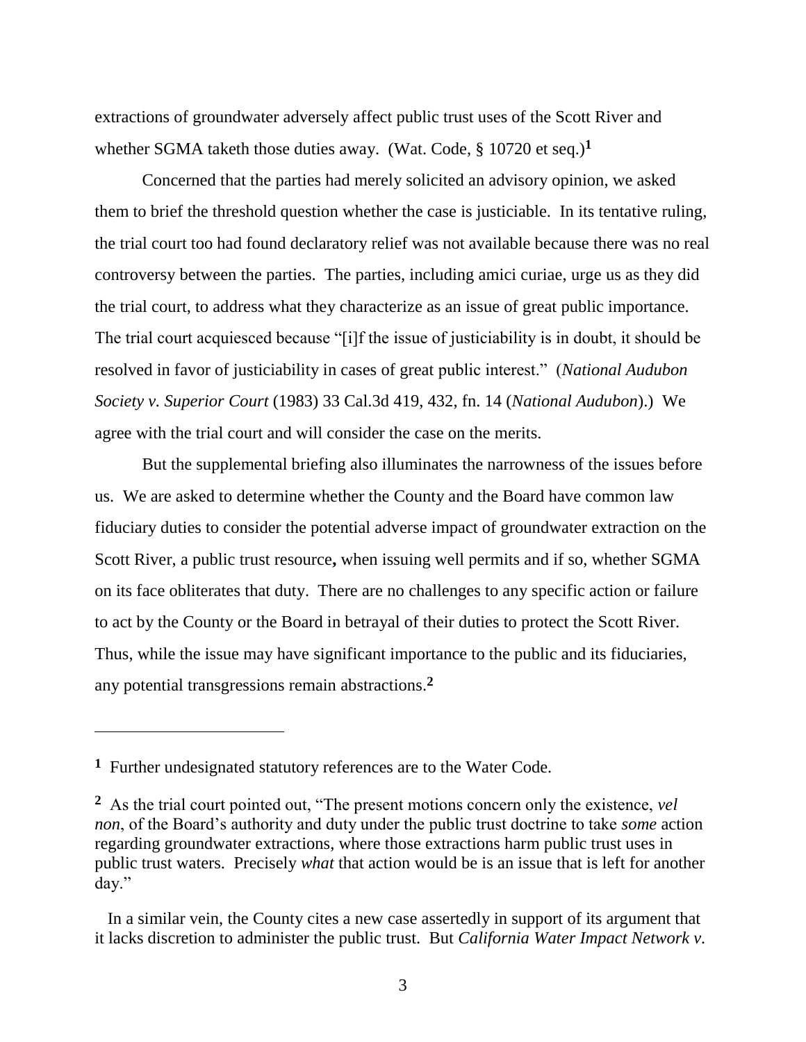extractions of groundwater adversely affect public trust uses of the Scott River and whether SGMA taketh those duties away. (Wat. Code, § 10720 et seq.)[1]

Concerned that the parties had merely solicited an advisory opinion, we asked them to brief the threshold question whether the case is justiciable. In its tentative ruling, the trial court too had found declaratory relief was not available because there was no real controversy between the parties. The parties, including amici curiae, urge us as they did the trial court, to address what they characterize as an issue of great public importance. The trial court acquiesced because "[i]f the issue of justiciability is in doubt, it should be resolved in favor of justiciability in cases of great public interest." (*National Audubon Society v. Superior Court* (1983) 33 Cal.3d 419, 432, fn. 14 (*National Audubon*).) We agree with the trial court and will consider the case on the merits.

But the supplemental briefing also illuminates the narrowness of the issues before us. We are asked to determine whether the County and the Board have common law fiduciary duties to consider the potential adverse impact of groundwater extraction on the Scott River, a public trust resource**,** when issuing well permits and if so, whether SGMA on its face obliterates that duty. There are no challenges to any specific action or failure to act by the County or the Board in betrayal of their duties to protect the Scott River. Thus, while the issue may have significant importance to the public and its fiduciaries, any potential transgressions remain abstractions.[2]

---

[1] Further undesignated statutory references are to the Water Code.

[2] As the trial court pointed out, "The present motions concern only the existence, *vel non*, of the Board's authority and duty under the public trust doctrine to take *some* action regarding groundwater extractions, where those extractions harm public trust uses in public trust waters. Precisely *what* that action would be is an issue that is left for another day."

In a similar vein, the County cites a new case assertedly in support of its argument that it lacks discretion to administer the public trust. But *California Water Impact Network v.*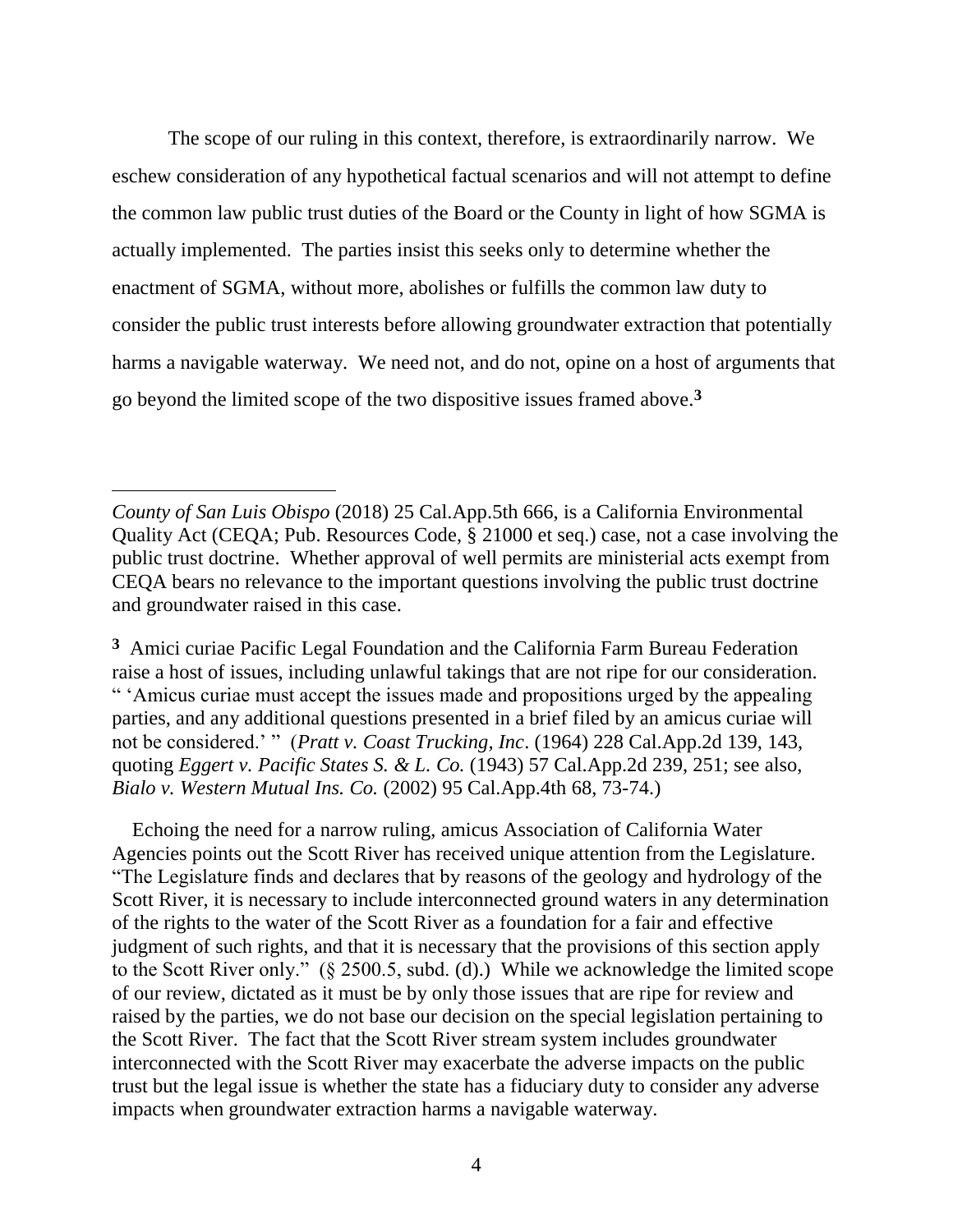The scope of our ruling in this context, therefore, is extraordinarily narrow. We eschew consideration of any hypothetical factual scenarios and will not attempt to define the common law public trust duties of the Board or the County in light of how SGMA is actually implemented. The parties insist this seeks only to determine whether the enactment of SGMA, without more, abolishes or fulfills the common law duty to consider the public trust interests before allowing groundwater extraction that potentially harms a navigable waterway. We need not, and do not, opine on a host of arguments that go beyond the limited scope of the two dispositive issues framed above.[3]

---

*County of San Luis Obispo* (2018) 25 Cal.App.5th 666, is a California Environmental Quality Act (CEQA; Pub. Resources Code, § 21000 et seq.) case, not a case involving the public trust doctrine. Whether approval of well permits are ministerial acts exempt from CEQA bears no relevance to the important questions involving the public trust doctrine and groundwater raised in this case.

[3] Amici curiae Pacific Legal Foundation and the California Farm Bureau Federation raise a host of issues, including unlawful takings that are not ripe for our consideration. " 'Amicus curiae must accept the issues made and propositions urged by the appealing parties, and any additional questions presented in a brief filed by an amicus curiae will not be considered.' " (*Pratt v. Coast Trucking, Inc*. (1964) 228 Cal.App.2d 139, 143, quoting *Eggert v. Pacific States S. & L. Co.* (1943) 57 Cal.App.2d 239, 251; see also, *Bialo v. Western Mutual Ins. Co.* (2002) 95 Cal.App.4th 68, 73-74.)

Echoing the need for a narrow ruling, amicus Association of California Water Agencies points out the Scott River has received unique attention from the Legislature. "The Legislature finds and declares that by reasons of the geology and hydrology of the Scott River, it is necessary to include interconnected ground waters in any determination of the rights to the water of the Scott River as a foundation for a fair and effective judgment of such rights, and that it is necessary that the provisions of this section apply to the Scott River only." (§ 2500.5, subd. (d).) While we acknowledge the limited scope of our review, dictated as it must be by only those issues that are ripe for review and raised by the parties, we do not base our decision on the special legislation pertaining to the Scott River. The fact that the Scott River stream system includes groundwater interconnected with the Scott River may exacerbate the adverse impacts on the public trust but the legal issue is whether the state has a fiduciary duty to consider any adverse impacts when groundwater extraction harms a navigable waterway.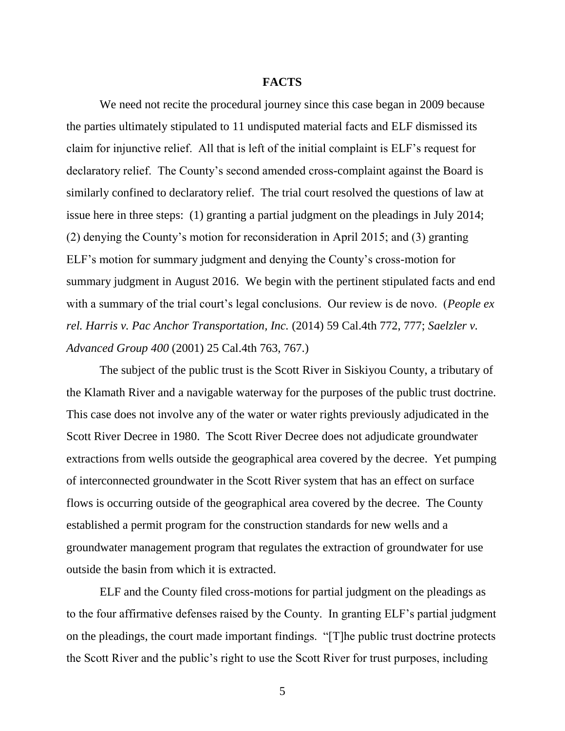## FACTS

We need not recite the procedural journey since this case began in 2009 because the parties ultimately stipulated to 11 undisputed material facts and ELF dismissed its claim for injunctive relief. All that is left of the initial complaint is ELF's request for declaratory relief. The County's second amended cross-complaint against the Board is similarly confined to declaratory relief. The trial court resolved the questions of law at issue here in three steps: (1) granting a partial judgment on the pleadings in July 2014; (2) denying the County's motion for reconsideration in April 2015; and (3) granting ELF's motion for summary judgment and denying the County's cross-motion for summary judgment in August 2016. We begin with the pertinent stipulated facts and end with a summary of the trial court's legal conclusions. Our review is de novo. (*People ex rel. Harris v. Pac Anchor Transportation, Inc.* (2014) 59 Cal.4th 772, 777; *Saelzler v. Advanced Group 400* (2001) 25 Cal.4th 763, 767.)

The subject of the public trust is the Scott River in Siskiyou County, a tributary of the Klamath River and a navigable waterway for the purposes of the public trust doctrine. This case does not involve any of the water or water rights previously adjudicated in the Scott River Decree in 1980. The Scott River Decree does not adjudicate groundwater extractions from wells outside the geographical area covered by the decree. Yet pumping of interconnected groundwater in the Scott River system that has an effect on surface flows is occurring outside of the geographical area covered by the decree. The County established a permit program for the construction standards for new wells and a groundwater management program that regulates the extraction of groundwater for use outside the basin from which it is extracted.

ELF and the County filed cross-motions for partial judgment on the pleadings as to the four affirmative defenses raised by the County. In granting ELF's partial judgment on the pleadings, the court made important findings. "[T]he public trust doctrine protects the Scott River and the public's right to use the Scott River for trust purposes, including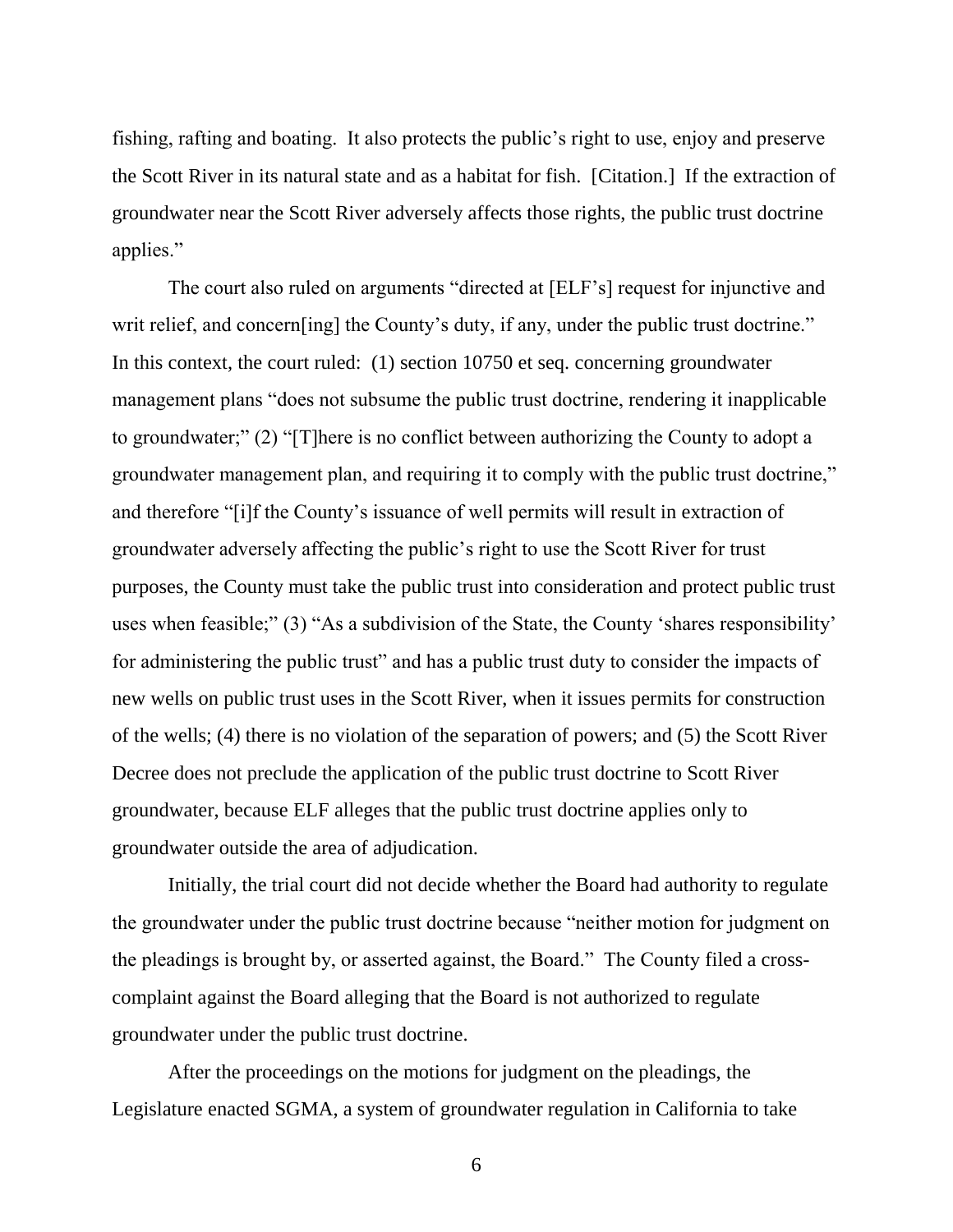fishing, rafting and boating. It also protects the public's right to use, enjoy and preserve the Scott River in its natural state and as a habitat for fish. [Citation.] If the extraction of groundwater near the Scott River adversely affects those rights, the public trust doctrine applies."

The court also ruled on arguments "directed at [ELF's] request for injunctive and writ relief, and concern[ing] the County's duty, if any, under the public trust doctrine." In this context, the court ruled: (1) section 10750 et seq. concerning groundwater management plans "does not subsume the public trust doctrine, rendering it inapplicable to groundwater;" (2) "[T]here is no conflict between authorizing the County to adopt a groundwater management plan, and requiring it to comply with the public trust doctrine," and therefore "[i]f the County's issuance of well permits will result in extraction of groundwater adversely affecting the public's right to use the Scott River for trust purposes, the County must take the public trust into consideration and protect public trust uses when feasible;" (3) "As a subdivision of the State, the County 'shares responsibility' for administering the public trust" and has a public trust duty to consider the impacts of new wells on public trust uses in the Scott River, when it issues permits for construction of the wells; (4) there is no violation of the separation of powers; and (5) the Scott River Decree does not preclude the application of the public trust doctrine to Scott River groundwater, because ELF alleges that the public trust doctrine applies only to groundwater outside the area of adjudication.

Initially, the trial court did not decide whether the Board had authority to regulate the groundwater under the public trust doctrine because "neither motion for judgment on the pleadings is brought by, or asserted against, the Board." The County filed a cross-complaint against the Board alleging that the Board is not authorized to regulate groundwater under the public trust doctrine.

After the proceedings on the motions for judgment on the pleadings, the Legislature enacted SGMA, a system of groundwater regulation in California to take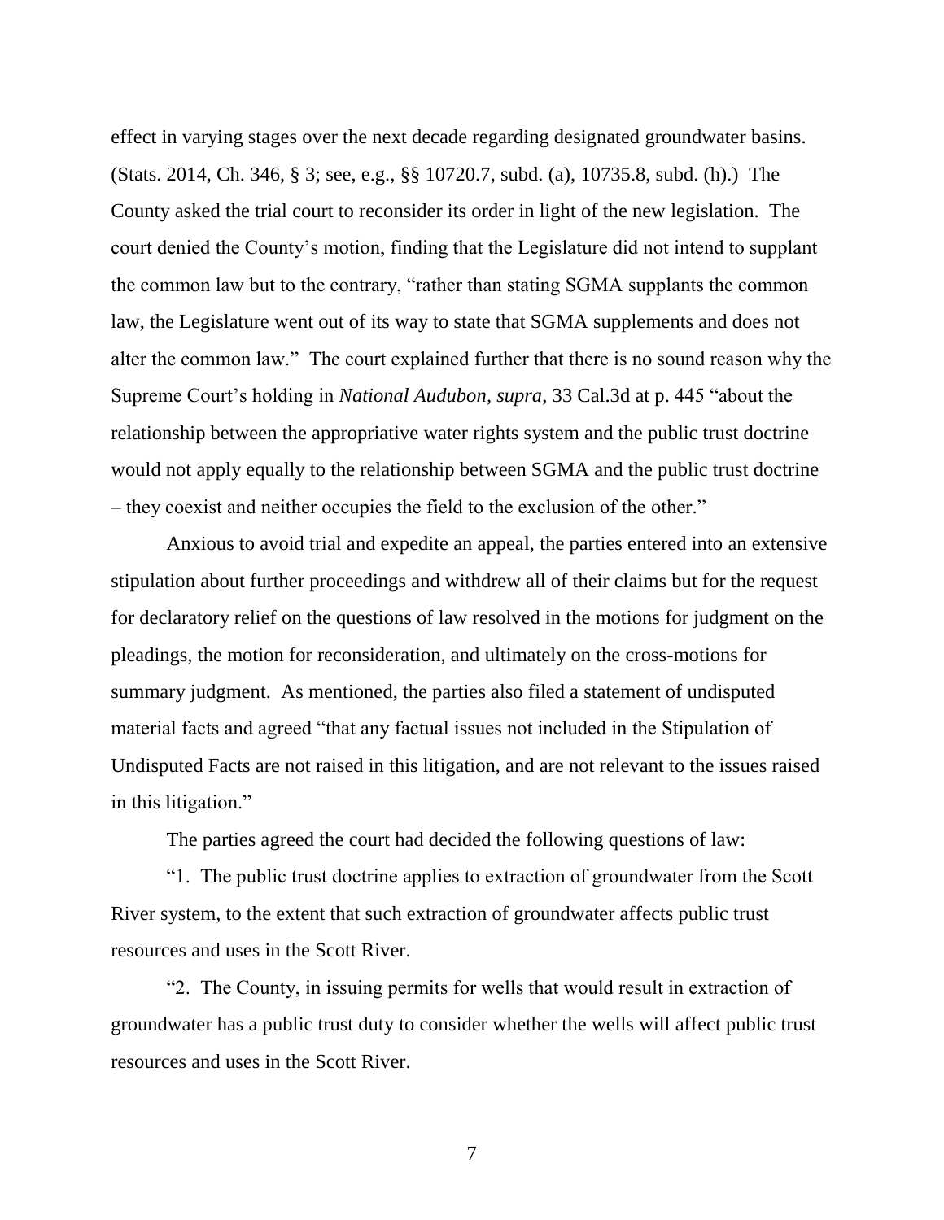effect in varying stages over the next decade regarding designated groundwater basins. (Stats. 2014, Ch. 346, § 3; see, e.g., §§ 10720.7, subd. (a), 10735.8, subd. (h).) The County asked the trial court to reconsider its order in light of the new legislation. The court denied the County's motion, finding that the Legislature did not intend to supplant the common law but to the contrary, "rather than stating SGMA supplants the common law, the Legislature went out of its way to state that SGMA supplements and does not alter the common law." The court explained further that there is no sound reason why the Supreme Court's holding in *National Audubon, supra,* 33 Cal.3d at p. 445 "about the relationship between the appropriative water rights system and the public trust doctrine would not apply equally to the relationship between SGMA and the public trust doctrine – they coexist and neither occupies the field to the exclusion of the other."

Anxious to avoid trial and expedite an appeal, the parties entered into an extensive stipulation about further proceedings and withdrew all of their claims but for the request for declaratory relief on the questions of law resolved in the motions for judgment on the pleadings, the motion for reconsideration, and ultimately on the cross-motions for summary judgment. As mentioned, the parties also filed a statement of undisputed material facts and agreed "that any factual issues not included in the Stipulation of Undisputed Facts are not raised in this litigation, and are not relevant to the issues raised in this litigation."

The parties agreed the court had decided the following questions of law:

"1. The public trust doctrine applies to extraction of groundwater from the Scott River system, to the extent that such extraction of groundwater affects public trust resources and uses in the Scott River.

"2. The County, in issuing permits for wells that would result in extraction of groundwater has a public trust duty to consider whether the wells will affect public trust resources and uses in the Scott River.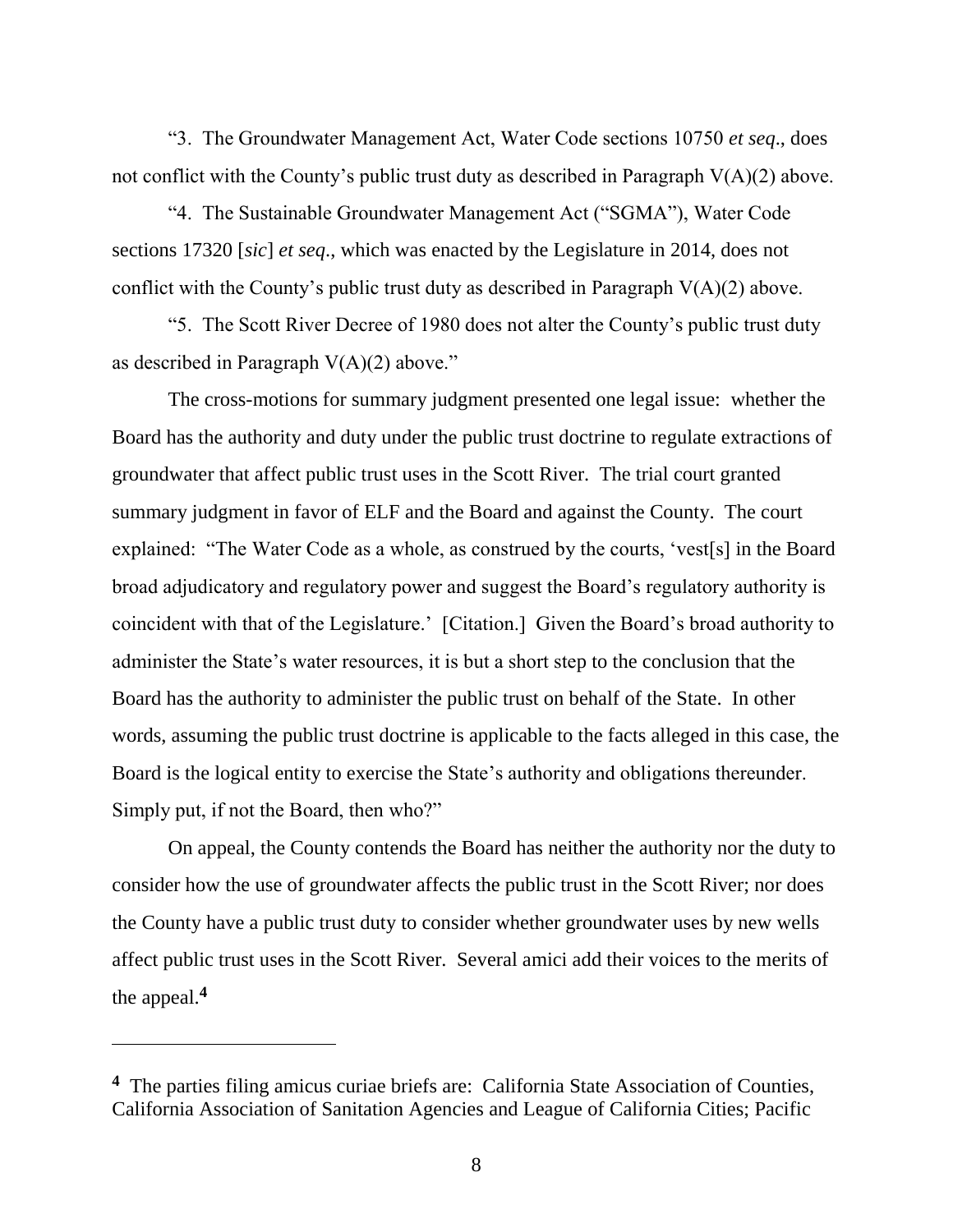"3. The Groundwater Management Act, Water Code sections 10750 *et seq*., does not conflict with the County's public trust duty as described in Paragraph V(A)(2) above.

"4. The Sustainable Groundwater Management Act ("SGMA"), Water Code sections 17320 [*sic*] *et seq*., which was enacted by the Legislature in 2014, does not conflict with the County's public trust duty as described in Paragraph V(A)(2) above.

"5. The Scott River Decree of 1980 does not alter the County's public trust duty as described in Paragraph V(A)(2) above."

The cross-motions for summary judgment presented one legal issue: whether the Board has the authority and duty under the public trust doctrine to regulate extractions of groundwater that affect public trust uses in the Scott River. The trial court granted summary judgment in favor of ELF and the Board and against the County. The court explained: "The Water Code as a whole, as construed by the courts, 'vest[s] in the Board broad adjudicatory and regulatory power and suggest the Board's regulatory authority is coincident with that of the Legislature.' [Citation.] Given the Board's broad authority to administer the State's water resources, it is but a short step to the conclusion that the Board has the authority to administer the public trust on behalf of the State. In other words, assuming the public trust doctrine is applicable to the facts alleged in this case, the Board is the logical entity to exercise the State's authority and obligations thereunder. Simply put, if not the Board, then who?"

On appeal, the County contends the Board has neither the authority nor the duty to consider how the use of groundwater affects the public trust in the Scott River; nor does the County have a public trust duty to consider whether groundwater uses by new wells affect public trust uses in the Scott River. Several amici add their voices to the merits of the appeal.[4]

---

**4** The parties filing amicus curiae briefs are: California State Association of Counties, California Association of Sanitation Agencies and League of California Cities; Pacific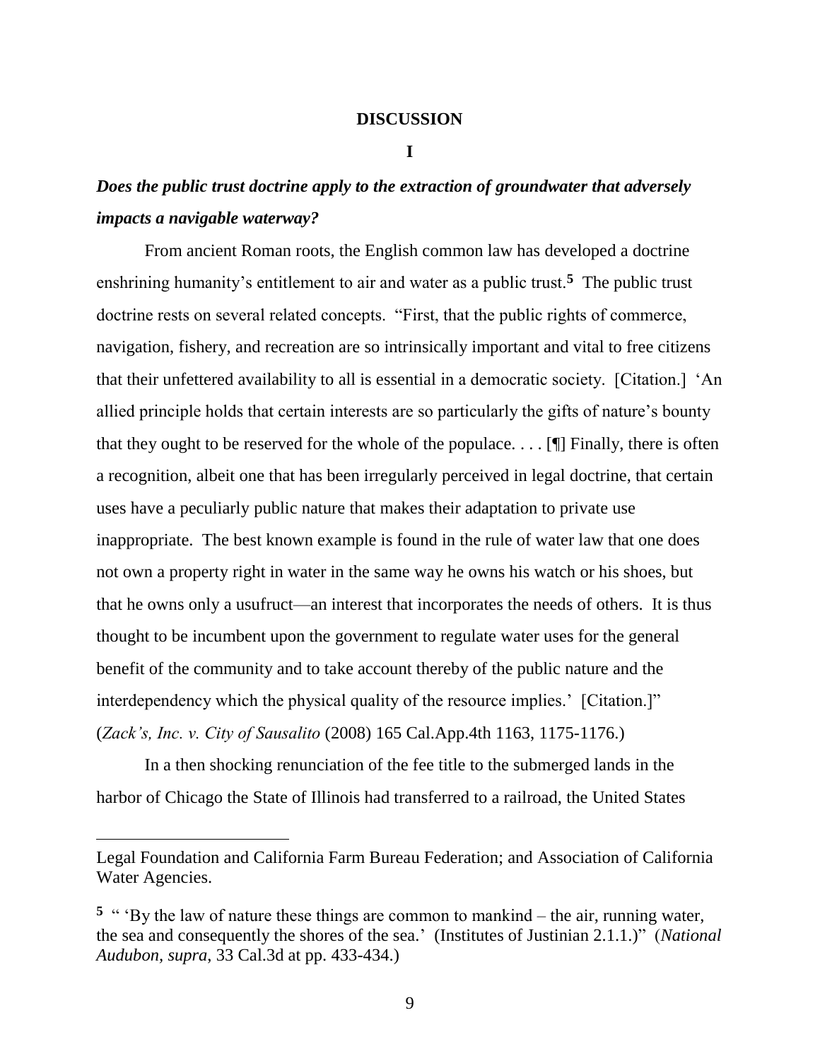## DISCUSSION

### I

***Does the public trust doctrine apply to the extraction of groundwater that adversely impacts a navigable waterway?***

From ancient Roman roots, the English common law has developed a doctrine enshrining humanity's entitlement to air and water as a public trust.[5] The public trust doctrine rests on several related concepts. "First, that the public rights of commerce, navigation, fishery, and recreation are so intrinsically important and vital to free citizens that their unfettered availability to all is essential in a democratic society. [Citation.] 'An allied principle holds that certain interests are so particularly the gifts of nature's bounty that they ought to be reserved for the whole of the populace. . . . [¶] Finally, there is often a recognition, albeit one that has been irregularly perceived in legal doctrine, that certain uses have a peculiarly public nature that makes their adaptation to private use inappropriate. The best known example is found in the rule of water law that one does not own a property right in water in the same way he owns his watch or his shoes, but that he owns only a usufruct—an interest that incorporates the needs of others. It is thus thought to be incumbent upon the government to regulate water uses for the general benefit of the community and to take account thereby of the public nature and the interdependency which the physical quality of the resource implies.' [Citation.]" (*Zack's, Inc. v. City of Sausalito* (2008) 165 Cal.App.4th 1163, 1175-1176.)

In a then shocking renunciation of the fee title to the submerged lands in the harbor of Chicago the State of Illinois had transferred to a railroad, the United States

---

Legal Foundation and California Farm Bureau Federation; and Association of California Water Agencies.

[5] " 'By the law of nature these things are common to mankind – the air, running water, the sea and consequently the shores of the sea.' (Institutes of Justinian 2.1.1.)" (*National Audubon*, *supra*, 33 Cal.3d at pp. 433-434.)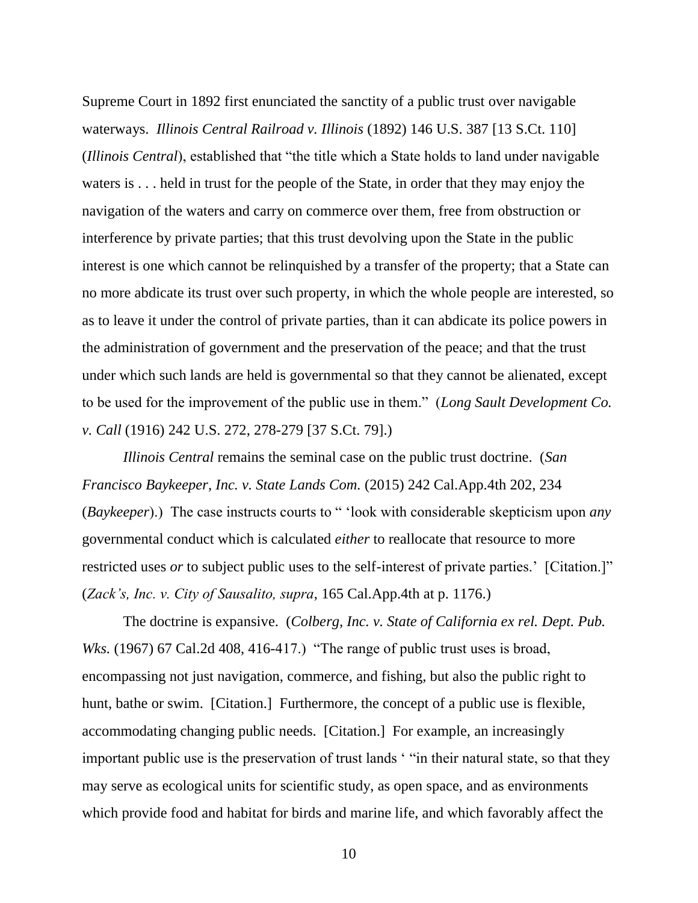Supreme Court in 1892 first enunciated the sanctity of a public trust over navigable waterways. *Illinois Central Railroad v. Illinois* (1892) 146 U.S. 387 [13 S.Ct. 110] (*Illinois Central*), established that "the title which a State holds to land under navigable waters is . . . held in trust for the people of the State, in order that they may enjoy the navigation of the waters and carry on commerce over them, free from obstruction or interference by private parties; that this trust devolving upon the State in the public interest is one which cannot be relinquished by a transfer of the property; that a State can no more abdicate its trust over such property, in which the whole people are interested, so as to leave it under the control of private parties, than it can abdicate its police powers in the administration of government and the preservation of the peace; and that the trust under which such lands are held is governmental so that they cannot be alienated, except to be used for the improvement of the public use in them." (*Long Sault Development Co. v. Call* (1916) 242 U.S. 272, 278-279 [37 S.Ct. 79].)

*Illinois Central* remains the seminal case on the public trust doctrine. (*San Francisco Baykeeper, Inc. v. State Lands Com.* (2015) 242 Cal.App.4th 202, 234 (*Baykeeper*).) The case instructs courts to " 'look with considerable skepticism upon *any* governmental conduct which is calculated *either* to reallocate that resource to more restricted uses *or* to subject public uses to the self-interest of private parties.' [Citation.]" (*Zack's, Inc. v. City of Sausalito, supra*, 165 Cal.App.4th at p. 1176.)

The doctrine is expansive. (*Colberg, Inc. v. State of California ex rel. Dept. Pub. Wks.* (1967) 67 Cal.2d 408, 416-417.) "The range of public trust uses is broad, encompassing not just navigation, commerce, and fishing, but also the public right to hunt, bathe or swim. [Citation.] Furthermore, the concept of a public use is flexible, accommodating changing public needs. [Citation.] For example, an increasingly important public use is the preservation of trust lands ' "in their natural state, so that they may serve as ecological units for scientific study, as open space, and as environments which provide food and habitat for birds and marine life, and which favorably affect the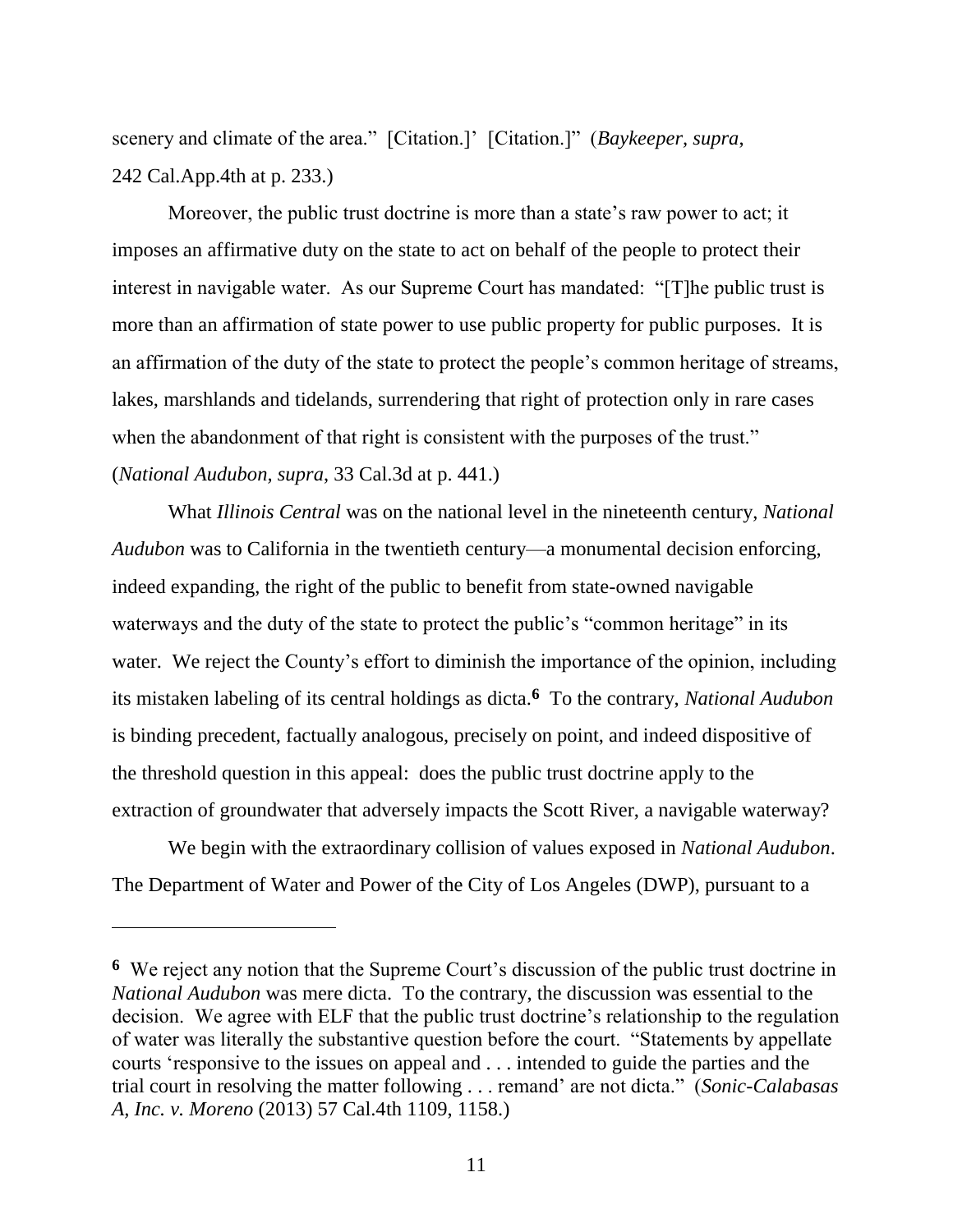scenery and climate of the area." [Citation.]' [Citation.]" (*Baykeeper*, *supra*, 242 Cal.App.4th at p. 233.)

Moreover, the public trust doctrine is more than a state's raw power to act; it imposes an affirmative duty on the state to act on behalf of the people to protect their interest in navigable water. As our Supreme Court has mandated: "[T]he public trust is more than an affirmation of state power to use public property for public purposes. It is an affirmation of the duty of the state to protect the people's common heritage of streams, lakes, marshlands and tidelands, surrendering that right of protection only in rare cases when the abandonment of that right is consistent with the purposes of the trust." (*National Audubon, supra*, 33 Cal.3d at p. 441.)

What *Illinois Central* was on the national level in the nineteenth century, *National Audubon* was to California in the twentieth century—a monumental decision enforcing, indeed expanding, the right of the public to benefit from state-owned navigable waterways and the duty of the state to protect the public's "common heritage" in its water. We reject the County's effort to diminish the importance of the opinion, including its mistaken labeling of its central holdings as dicta.[6] To the contrary, *National Audubon* is binding precedent, factually analogous, precisely on point, and indeed dispositive of the threshold question in this appeal: does the public trust doctrine apply to the extraction of groundwater that adversely impacts the Scott River, a navigable waterway?

We begin with the extraordinary collision of values exposed in *National Audubon*. The Department of Water and Power of the City of Los Angeles (DWP), pursuant to a

---

[6] We reject any notion that the Supreme Court's discussion of the public trust doctrine in *National Audubon* was mere dicta. To the contrary, the discussion was essential to the decision. We agree with ELF that the public trust doctrine's relationship to the regulation of water was literally the substantive question before the court. "Statements by appellate courts 'responsive to the issues on appeal and . . . intended to guide the parties and the trial court in resolving the matter following . . . remand' are not dicta." (*Sonic-Calabasas A, Inc. v. Moreno* (2013) 57 Cal.4th 1109, 1158.)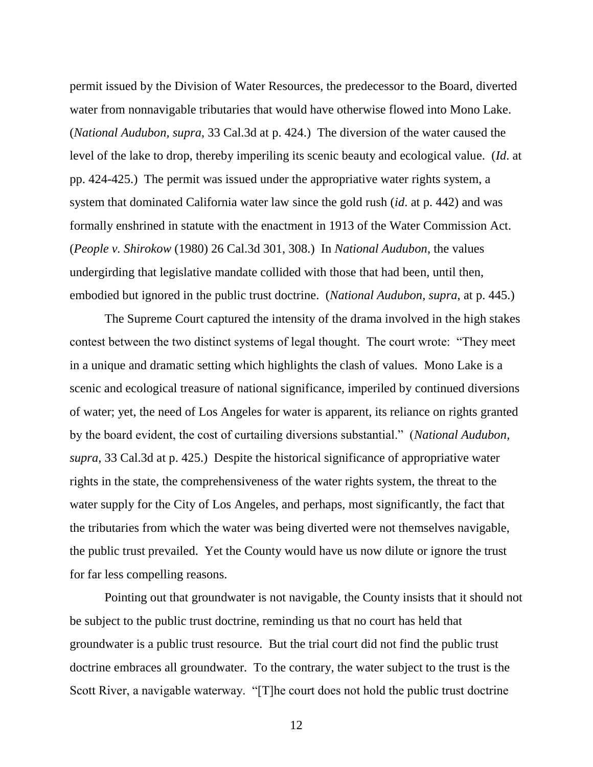permit issued by the Division of Water Resources, the predecessor to the Board, diverted water from nonnavigable tributaries that would have otherwise flowed into Mono Lake. (*National Audubon, supra*, 33 Cal.3d at p. 424.) The diversion of the water caused the level of the lake to drop, thereby imperiling its scenic beauty and ecological value. (*Id*. at pp. 424-425.) The permit was issued under the appropriative water rights system, a system that dominated California water law since the gold rush (*id*. at p. 442) and was formally enshrined in statute with the enactment in 1913 of the Water Commission Act. (*People v. Shirokow* (1980) 26 Cal.3d 301, 308.) In *National Audubon*, the values undergirding that legislative mandate collided with those that had been, until then, embodied but ignored in the public trust doctrine. (*National Audubon*, *supra*, at p. 445.)

The Supreme Court captured the intensity of the drama involved in the high stakes contest between the two distinct systems of legal thought. The court wrote: "They meet in a unique and dramatic setting which highlights the clash of values. Mono Lake is a scenic and ecological treasure of national significance, imperiled by continued diversions of water; yet, the need of Los Angeles for water is apparent, its reliance on rights granted by the board evident, the cost of curtailing diversions substantial." (*National Audubon*, *supra*, 33 Cal.3d at p. 425.) Despite the historical significance of appropriative water rights in the state, the comprehensiveness of the water rights system, the threat to the water supply for the City of Los Angeles, and perhaps, most significantly, the fact that the tributaries from which the water was being diverted were not themselves navigable, the public trust prevailed. Yet the County would have us now dilute or ignore the trust for far less compelling reasons.

Pointing out that groundwater is not navigable, the County insists that it should not be subject to the public trust doctrine, reminding us that no court has held that groundwater is a public trust resource. But the trial court did not find the public trust doctrine embraces all groundwater. To the contrary, the water subject to the trust is the Scott River, a navigable waterway. "[T]he court does not hold the public trust doctrine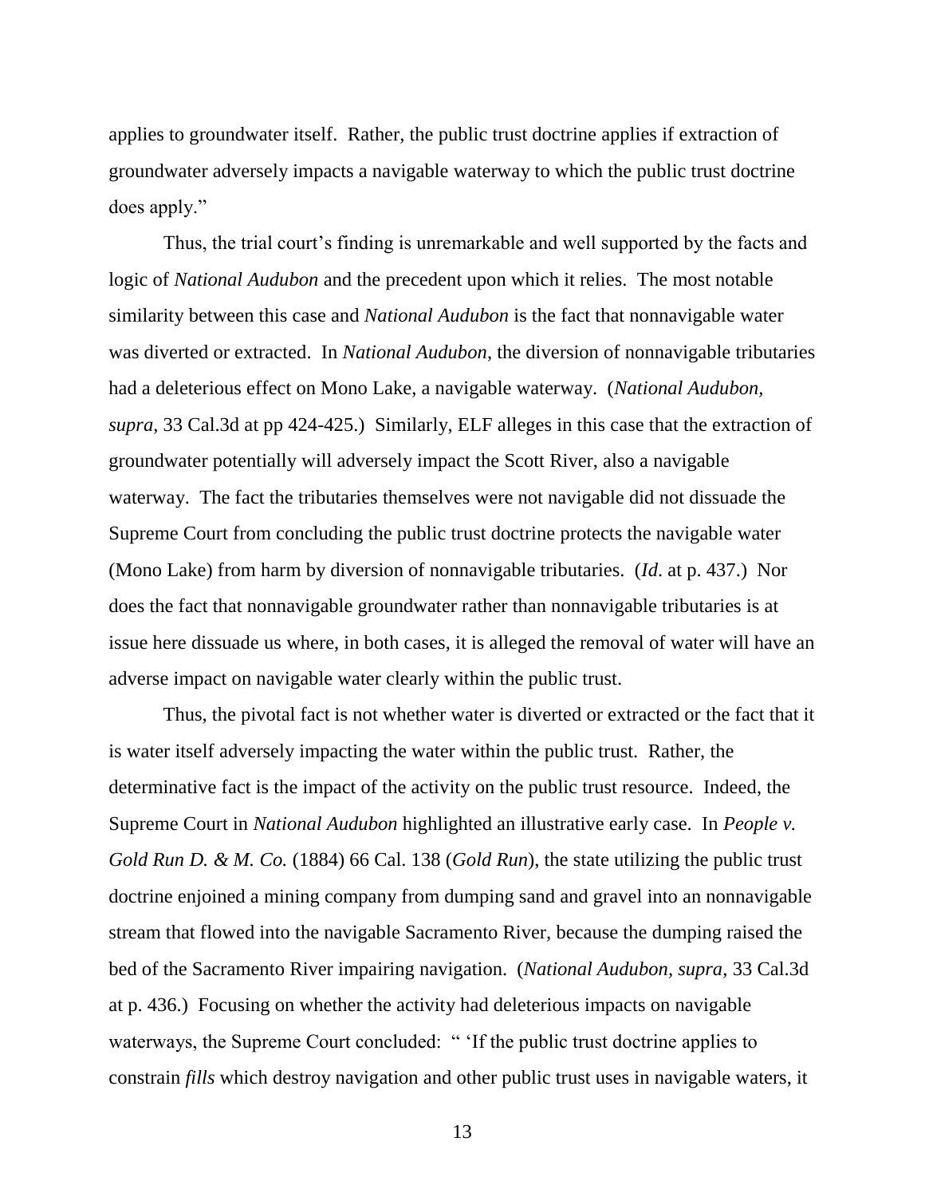applies to groundwater itself. Rather, the public trust doctrine applies if extraction of groundwater adversely impacts a navigable waterway to which the public trust doctrine does apply."

Thus, the trial court's finding is unremarkable and well supported by the facts and logic of *National Audubon* and the precedent upon which it relies. The most notable similarity between this case and *National Audubon* is the fact that nonnavigable water was diverted or extracted. In *National Audubon*, the diversion of nonnavigable tributaries had a deleterious effect on Mono Lake, a navigable waterway. (*National Audubon, supra*, 33 Cal.3d at pp 424-425.) Similarly, ELF alleges in this case that the extraction of groundwater potentially will adversely impact the Scott River, also a navigable waterway. The fact the tributaries themselves were not navigable did not dissuade the Supreme Court from concluding the public trust doctrine protects the navigable water (Mono Lake) from harm by diversion of nonnavigable tributaries. (*Id*. at p. 437.) Nor does the fact that nonnavigable groundwater rather than nonnavigable tributaries is at issue here dissuade us where, in both cases, it is alleged the removal of water will have an adverse impact on navigable water clearly within the public trust.

Thus, the pivotal fact is not whether water is diverted or extracted or the fact that it is water itself adversely impacting the water within the public trust. Rather, the determinative fact is the impact of the activity on the public trust resource. Indeed, the Supreme Court in *National Audubon* highlighted an illustrative early case. In *People v. Gold Run D. & M. Co.* (1884) 66 Cal. 138 (*Gold Run*), the state utilizing the public trust doctrine enjoined a mining company from dumping sand and gravel into an nonnavigable stream that flowed into the navigable Sacramento River, because the dumping raised the bed of the Sacramento River impairing navigation. (*National Audubon, supra*, 33 Cal.3d at p. 436.) Focusing on whether the activity had deleterious impacts on navigable waterways, the Supreme Court concluded: " 'If the public trust doctrine applies to constrain *fills* which destroy navigation and other public trust uses in navigable waters, it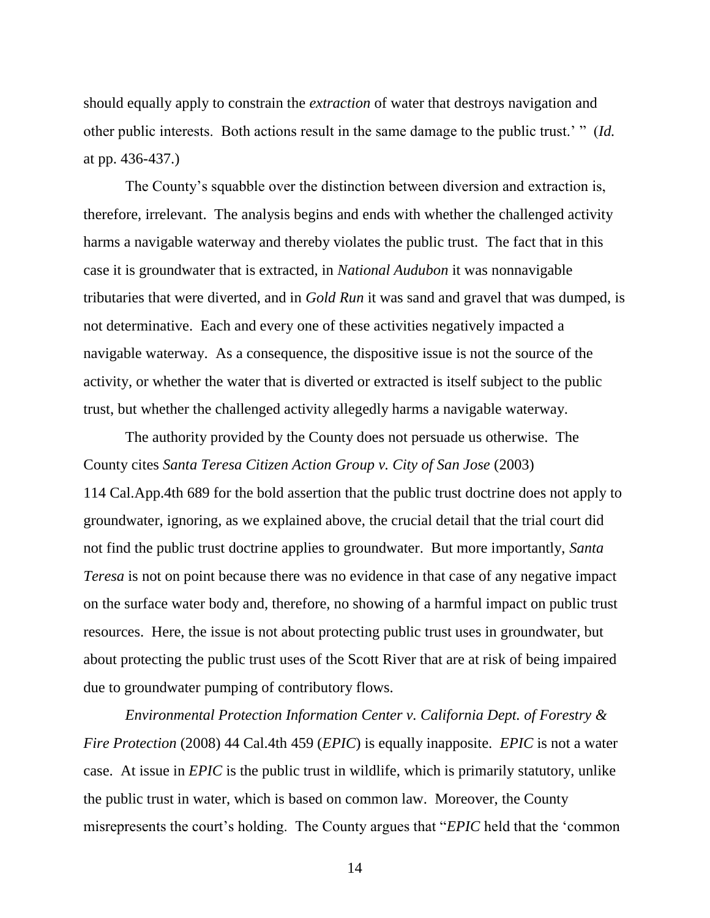should equally apply to constrain the *extraction* of water that destroys navigation and other public interests. Both actions result in the same damage to the public trust.' " (*Id.* at pp. 436-437.)

The County's squabble over the distinction between diversion and extraction is, therefore, irrelevant. The analysis begins and ends with whether the challenged activity harms a navigable waterway and thereby violates the public trust. The fact that in this case it is groundwater that is extracted, in *National Audubon* it was nonnavigable tributaries that were diverted, and in *Gold Run* it was sand and gravel that was dumped, is not determinative. Each and every one of these activities negatively impacted a navigable waterway. As a consequence, the dispositive issue is not the source of the activity, or whether the water that is diverted or extracted is itself subject to the public trust, but whether the challenged activity allegedly harms a navigable waterway.

The authority provided by the County does not persuade us otherwise. The County cites *Santa Teresa Citizen Action Group v. City of San Jose* (2003) 114 Cal.App.4th 689 for the bold assertion that the public trust doctrine does not apply to groundwater, ignoring, as we explained above, the crucial detail that the trial court did not find the public trust doctrine applies to groundwater. But more importantly, *Santa Teresa* is not on point because there was no evidence in that case of any negative impact on the surface water body and, therefore, no showing of a harmful impact on public trust resources. Here, the issue is not about protecting public trust uses in groundwater, but about protecting the public trust uses of the Scott River that are at risk of being impaired due to groundwater pumping of contributory flows.

*Environmental Protection Information Center v. California Dept. of Forestry & Fire Protection* (2008) 44 Cal.4th 459 (*EPIC*) is equally inapposite. *EPIC* is not a water case. At issue in *EPIC* is the public trust in wildlife, which is primarily statutory, unlike the public trust in water, which is based on common law. Moreover, the County misrepresents the court's holding. The County argues that "*EPIC* held that the 'common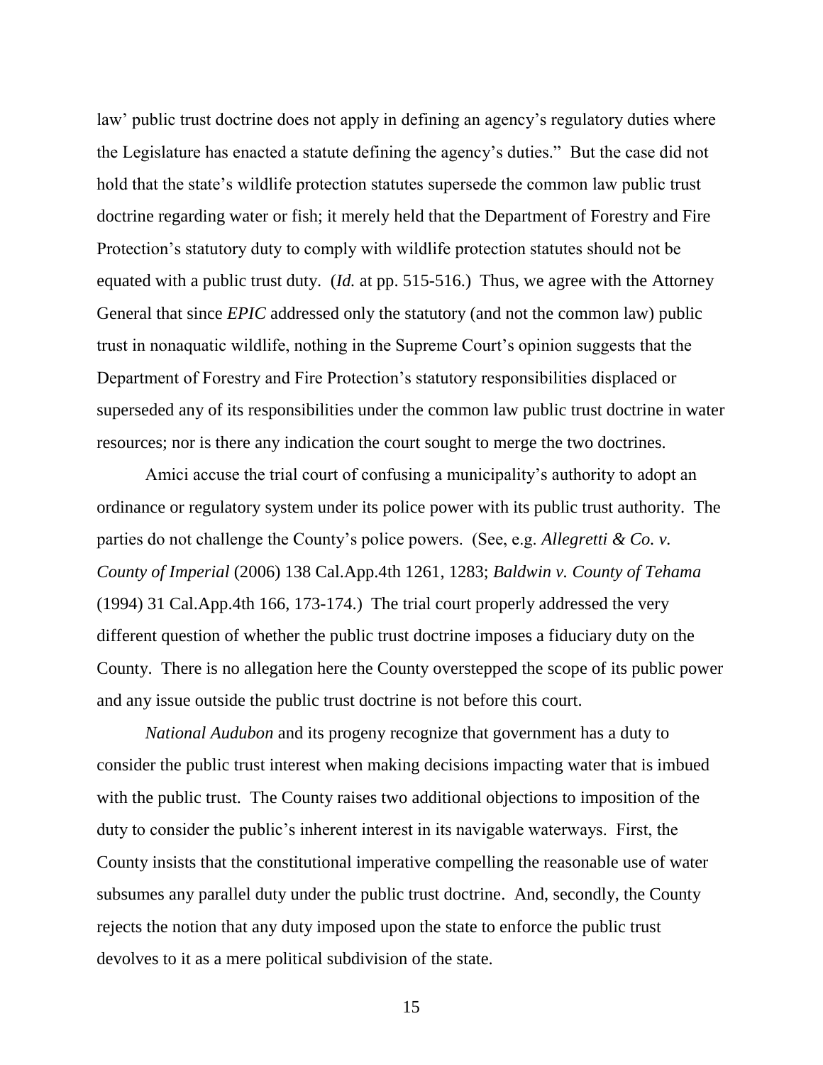law' public trust doctrine does not apply in defining an agency's regulatory duties where the Legislature has enacted a statute defining the agency's duties." But the case did not hold that the state's wildlife protection statutes supersede the common law public trust doctrine regarding water or fish; it merely held that the Department of Forestry and Fire Protection's statutory duty to comply with wildlife protection statutes should not be equated with a public trust duty. (*Id.* at pp. 515-516.) Thus, we agree with the Attorney General that since *EPIC* addressed only the statutory (and not the common law) public trust in nonaquatic wildlife, nothing in the Supreme Court's opinion suggests that the Department of Forestry and Fire Protection's statutory responsibilities displaced or superseded any of its responsibilities under the common law public trust doctrine in water resources; nor is there any indication the court sought to merge the two doctrines.

Amici accuse the trial court of confusing a municipality's authority to adopt an ordinance or regulatory system under its police power with its public trust authority. The parties do not challenge the County's police powers. (See, e.g. *Allegretti & Co. v. County of Imperial* (2006) 138 Cal.App.4th 1261, 1283; *Baldwin v. County of Tehama* (1994) 31 Cal.App.4th 166, 173-174.) The trial court properly addressed the very different question of whether the public trust doctrine imposes a fiduciary duty on the County. There is no allegation here the County overstepped the scope of its public power and any issue outside the public trust doctrine is not before this court.

*National Audubon* and its progeny recognize that government has a duty to consider the public trust interest when making decisions impacting water that is imbued with the public trust. The County raises two additional objections to imposition of the duty to consider the public's inherent interest in its navigable waterways. First, the County insists that the constitutional imperative compelling the reasonable use of water subsumes any parallel duty under the public trust doctrine. And, secondly, the County rejects the notion that any duty imposed upon the state to enforce the public trust devolves to it as a mere political subdivision of the state.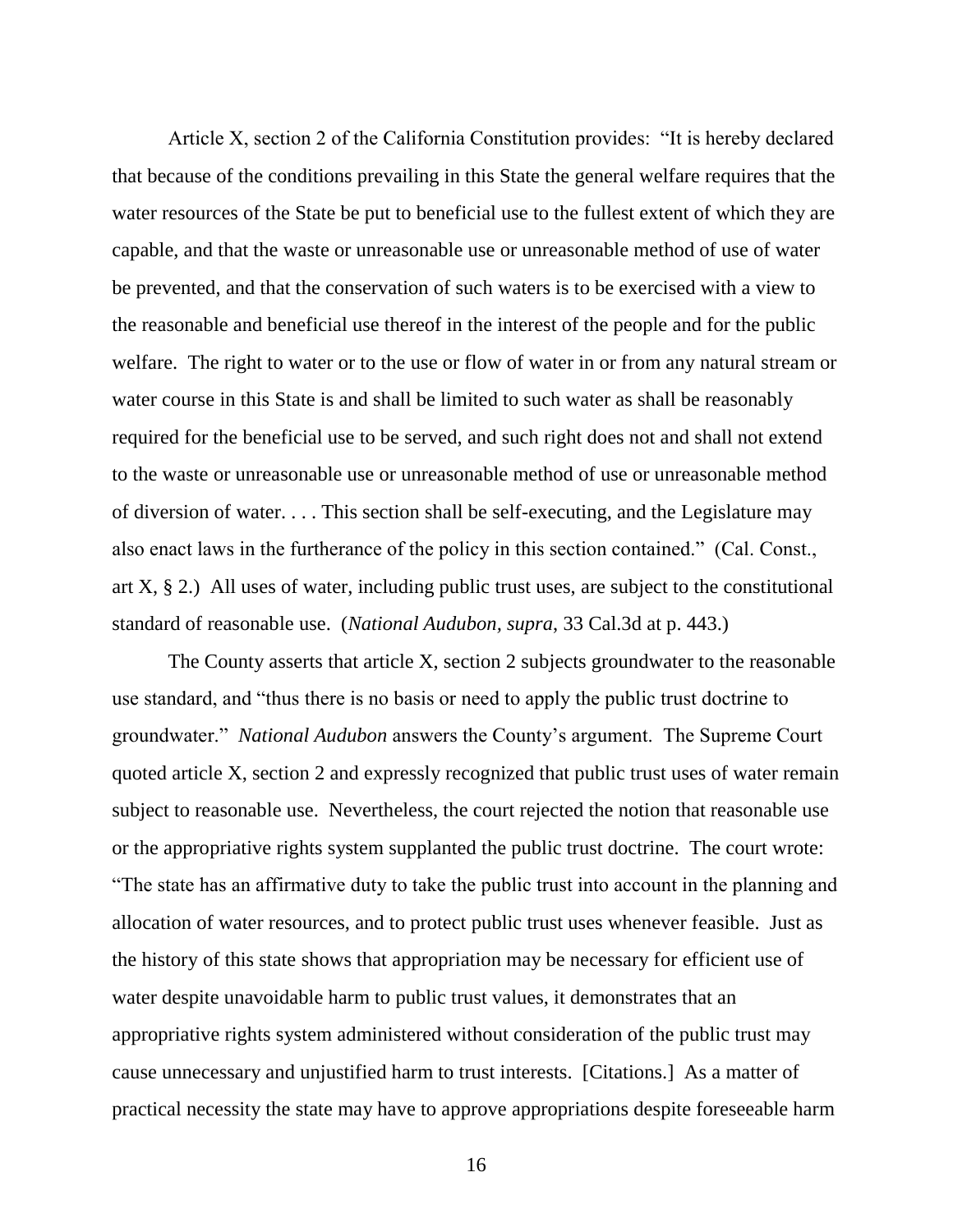Article X, section 2 of the California Constitution provides: "It is hereby declared that because of the conditions prevailing in this State the general welfare requires that the water resources of the State be put to beneficial use to the fullest extent of which they are capable, and that the waste or unreasonable use or unreasonable method of use of water be prevented, and that the conservation of such waters is to be exercised with a view to the reasonable and beneficial use thereof in the interest of the people and for the public welfare. The right to water or to the use or flow of water in or from any natural stream or water course in this State is and shall be limited to such water as shall be reasonably required for the beneficial use to be served, and such right does not and shall not extend to the waste or unreasonable use or unreasonable method of use or unreasonable method of diversion of water. . . . This section shall be self-executing, and the Legislature may also enact laws in the furtherance of the policy in this section contained." (Cal. Const., art X, § 2.) All uses of water, including public trust uses, are subject to the constitutional standard of reasonable use. (*National Audubon, supra*, 33 Cal.3d at p. 443.)

The County asserts that article X, section 2 subjects groundwater to the reasonable use standard, and "thus there is no basis or need to apply the public trust doctrine to groundwater." *National Audubon* answers the County's argument. The Supreme Court quoted article X, section 2 and expressly recognized that public trust uses of water remain subject to reasonable use. Nevertheless, the court rejected the notion that reasonable use or the appropriative rights system supplanted the public trust doctrine. The court wrote: "The state has an affirmative duty to take the public trust into account in the planning and allocation of water resources, and to protect public trust uses whenever feasible. Just as the history of this state shows that appropriation may be necessary for efficient use of water despite unavoidable harm to public trust values, it demonstrates that an appropriative rights system administered without consideration of the public trust may cause unnecessary and unjustified harm to trust interests. [Citations.] As a matter of practical necessity the state may have to approve appropriations despite foreseeable harm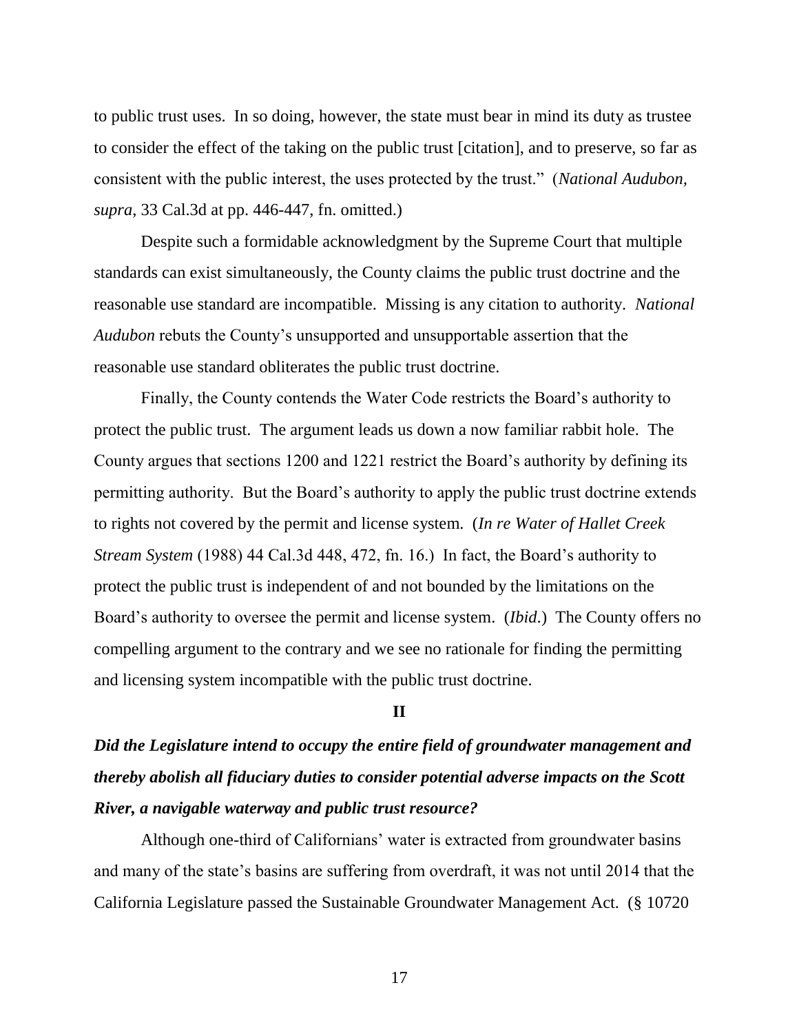to public trust uses. In so doing, however, the state must bear in mind its duty as trustee to consider the effect of the taking on the public trust [citation], and to preserve, so far as consistent with the public interest, the uses protected by the trust." (*National Audubon*, *supra*, 33 Cal.3d at pp. 446-447, fn. omitted.)

Despite such a formidable acknowledgment by the Supreme Court that multiple standards can exist simultaneously, the County claims the public trust doctrine and the reasonable use standard are incompatible. Missing is any citation to authority. *National Audubon* rebuts the County's unsupported and unsupportable assertion that the reasonable use standard obliterates the public trust doctrine.

Finally, the County contends the Water Code restricts the Board's authority to protect the public trust. The argument leads us down a now familiar rabbit hole. The County argues that sections 1200 and 1221 restrict the Board's authority by defining its permitting authority. But the Board's authority to apply the public trust doctrine extends to rights not covered by the permit and license system. (*In re Water of Hallet Creek Stream System* (1988) 44 Cal.3d 448, 472, fn. 16.) In fact, the Board's authority to protect the public trust is independent of and not bounded by the limitations on the Board's authority to oversee the permit and license system. (*Ibid*.) The County offers no compelling argument to the contrary and we see no rationale for finding the permitting and licensing system incompatible with the public trust doctrine.

## II

***Did the Legislature intend to occupy the entire field of groundwater management and thereby abolish all fiduciary duties to consider potential adverse impacts on the Scott River, a navigable waterway and public trust resource?***

Although one-third of Californians' water is extracted from groundwater basins and many of the state's basins are suffering from overdraft, it was not until 2014 that the California Legislature passed the Sustainable Groundwater Management Act. (§ 10720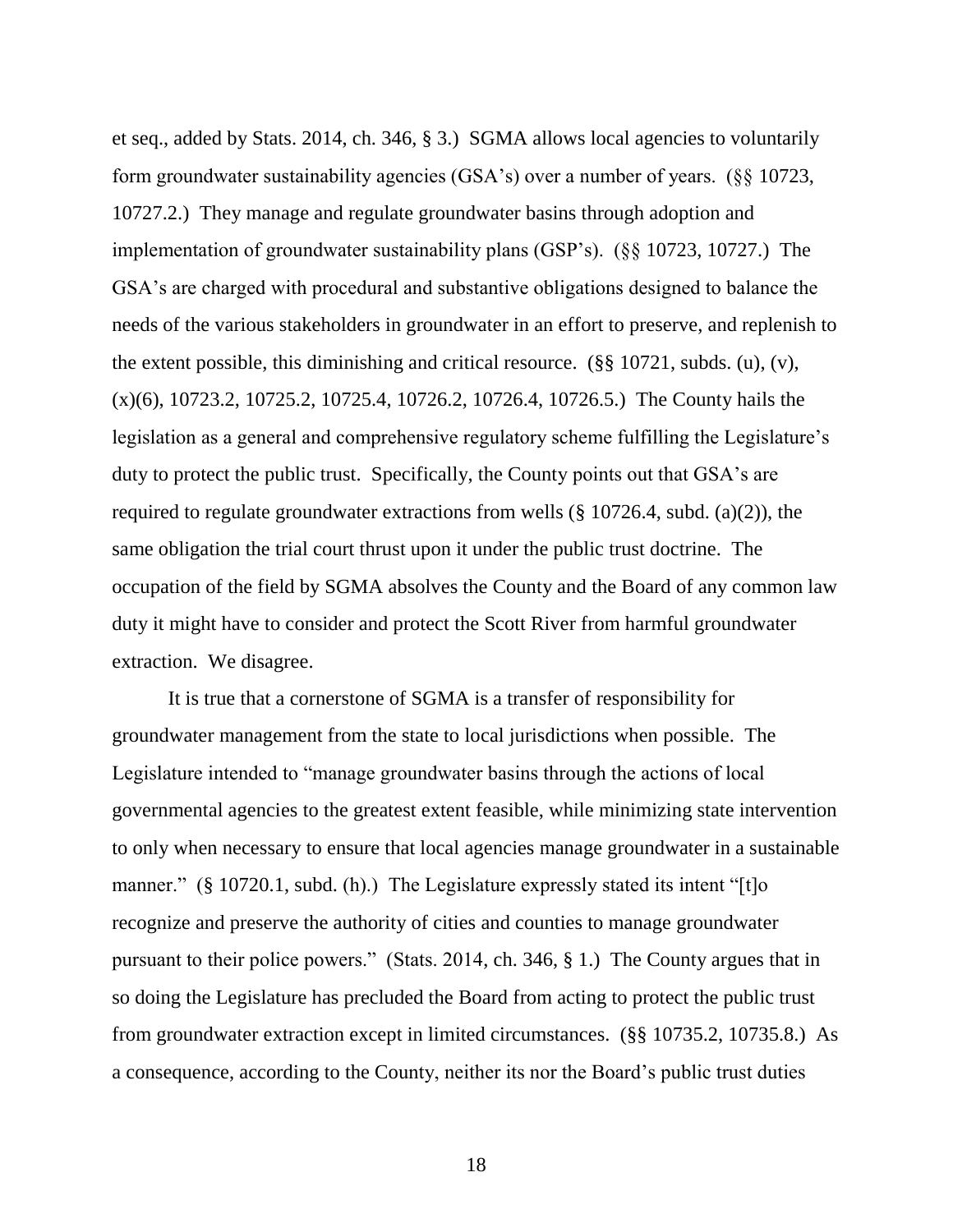et seq., added by Stats. 2014, ch. 346, § 3.) SGMA allows local agencies to voluntarily form groundwater sustainability agencies (GSA's) over a number of years. (§§ 10723, 10727.2.) They manage and regulate groundwater basins through adoption and implementation of groundwater sustainability plans (GSP's). (§§ 10723, 10727.) The GSA's are charged with procedural and substantive obligations designed to balance the needs of the various stakeholders in groundwater in an effort to preserve, and replenish to the extent possible, this diminishing and critical resource. (§§ 10721, subds. (u), (v), (x)(6), 10723.2, 10725.2, 10725.4, 10726.2, 10726.4, 10726.5.) The County hails the legislation as a general and comprehensive regulatory scheme fulfilling the Legislature's duty to protect the public trust. Specifically, the County points out that GSA's are required to regulate groundwater extractions from wells (§ 10726.4, subd. (a)(2)), the same obligation the trial court thrust upon it under the public trust doctrine. The occupation of the field by SGMA absolves the County and the Board of any common law duty it might have to consider and protect the Scott River from harmful groundwater extraction. We disagree.

It is true that a cornerstone of SGMA is a transfer of responsibility for groundwater management from the state to local jurisdictions when possible. The Legislature intended to "manage groundwater basins through the actions of local governmental agencies to the greatest extent feasible, while minimizing state intervention to only when necessary to ensure that local agencies manage groundwater in a sustainable manner." (§ 10720.1, subd. (h).) The Legislature expressly stated its intent "[t]o recognize and preserve the authority of cities and counties to manage groundwater pursuant to their police powers." (Stats. 2014, ch. 346, § 1.) The County argues that in so doing the Legislature has precluded the Board from acting to protect the public trust from groundwater extraction except in limited circumstances. (§§ 10735.2, 10735.8.) As a consequence, according to the County, neither its nor the Board's public trust duties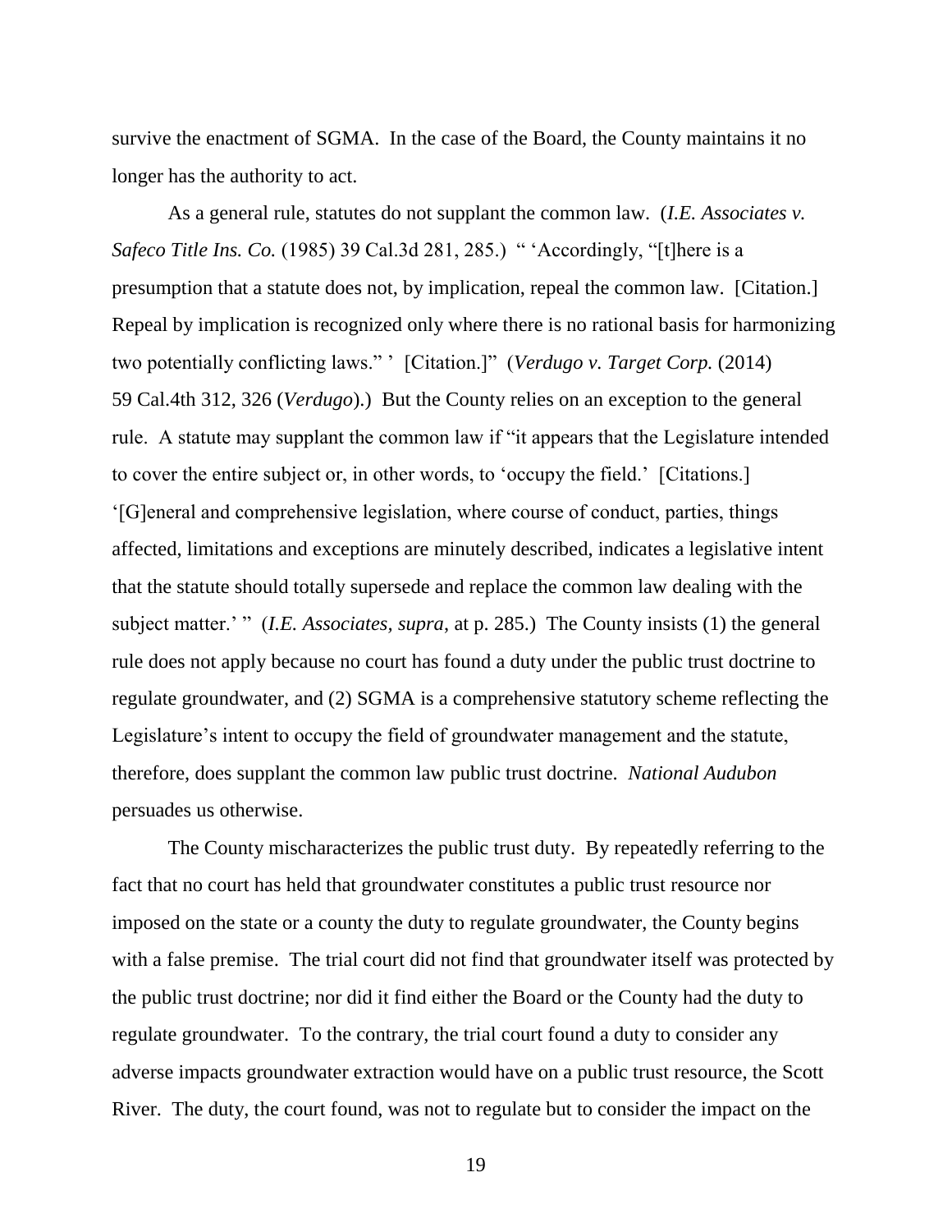survive the enactment of SGMA. In the case of the Board, the County maintains it no longer has the authority to act.

As a general rule, statutes do not supplant the common law. (*I.E. Associates v. Safeco Title Ins. Co.* (1985) 39 Cal.3d 281, 285.) " 'Accordingly, "[t]here is a presumption that a statute does not, by implication, repeal the common law. [Citation.] Repeal by implication is recognized only where there is no rational basis for harmonizing two potentially conflicting laws." ' [Citation.]" (*Verdugo v. Target Corp.* (2014) 59 Cal.4th 312, 326 (*Verdugo*).) But the County relies on an exception to the general rule. A statute may supplant the common law if "it appears that the Legislature intended to cover the entire subject or, in other words, to 'occupy the field.' [Citations.] '[G]eneral and comprehensive legislation, where course of conduct, parties, things affected, limitations and exceptions are minutely described, indicates a legislative intent that the statute should totally supersede and replace the common law dealing with the subject matter.' " (*I.E. Associates, supra*, at p. 285.) The County insists (1) the general rule does not apply because no court has found a duty under the public trust doctrine to regulate groundwater, and (2) SGMA is a comprehensive statutory scheme reflecting the Legislature's intent to occupy the field of groundwater management and the statute, therefore, does supplant the common law public trust doctrine. *National Audubon* persuades us otherwise.

The County mischaracterizes the public trust duty. By repeatedly referring to the fact that no court has held that groundwater constitutes a public trust resource nor imposed on the state or a county the duty to regulate groundwater, the County begins with a false premise. The trial court did not find that groundwater itself was protected by the public trust doctrine; nor did it find either the Board or the County had the duty to regulate groundwater. To the contrary, the trial court found a duty to consider any adverse impacts groundwater extraction would have on a public trust resource, the Scott River. The duty, the court found, was not to regulate but to consider the impact on the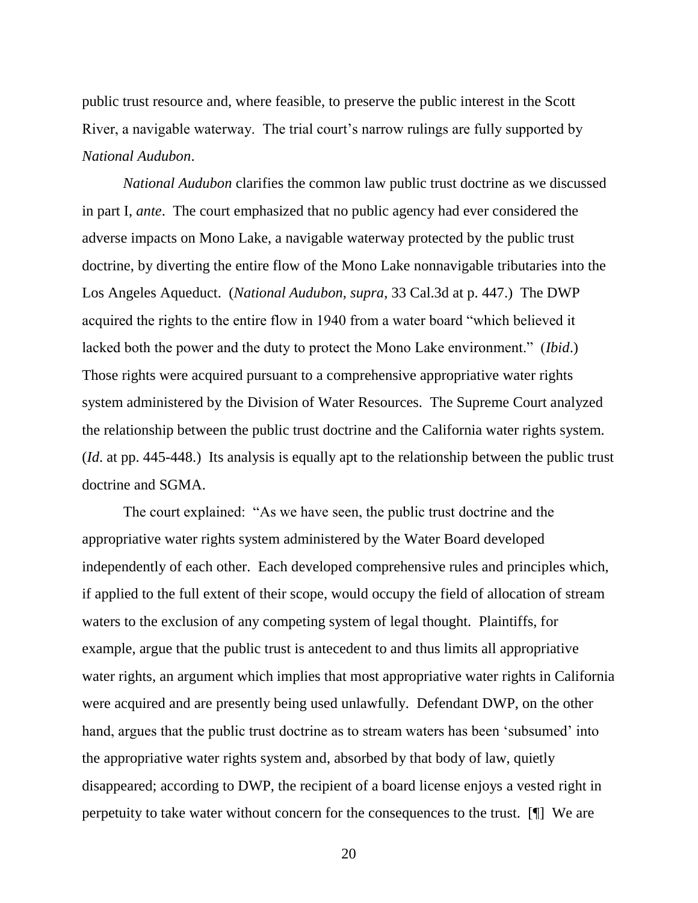public trust resource and, where feasible, to preserve the public interest in the Scott River, a navigable waterway. The trial court's narrow rulings are fully supported by *National Audubon*.

*National Audubon* clarifies the common law public trust doctrine as we discussed in part I, *ante*. The court emphasized that no public agency had ever considered the adverse impacts on Mono Lake, a navigable waterway protected by the public trust doctrine, by diverting the entire flow of the Mono Lake nonnavigable tributaries into the Los Angeles Aqueduct. (*National Audubon, supra*, 33 Cal.3d at p. 447.) The DWP acquired the rights to the entire flow in 1940 from a water board "which believed it lacked both the power and the duty to protect the Mono Lake environment." (*Ibid*.) Those rights were acquired pursuant to a comprehensive appropriative water rights system administered by the Division of Water Resources. The Supreme Court analyzed the relationship between the public trust doctrine and the California water rights system. (*Id*. at pp. 445-448.) Its analysis is equally apt to the relationship between the public trust doctrine and SGMA.

The court explained: "As we have seen, the public trust doctrine and the appropriative water rights system administered by the Water Board developed independently of each other. Each developed comprehensive rules and principles which, if applied to the full extent of their scope, would occupy the field of allocation of stream waters to the exclusion of any competing system of legal thought. Plaintiffs, for example, argue that the public trust is antecedent to and thus limits all appropriative water rights, an argument which implies that most appropriative water rights in California were acquired and are presently being used unlawfully. Defendant DWP, on the other hand, argues that the public trust doctrine as to stream waters has been 'subsumed' into the appropriative water rights system and, absorbed by that body of law, quietly disappeared; according to DWP, the recipient of a board license enjoys a vested right in perpetuity to take water without concern for the consequences to the trust. [¶] We are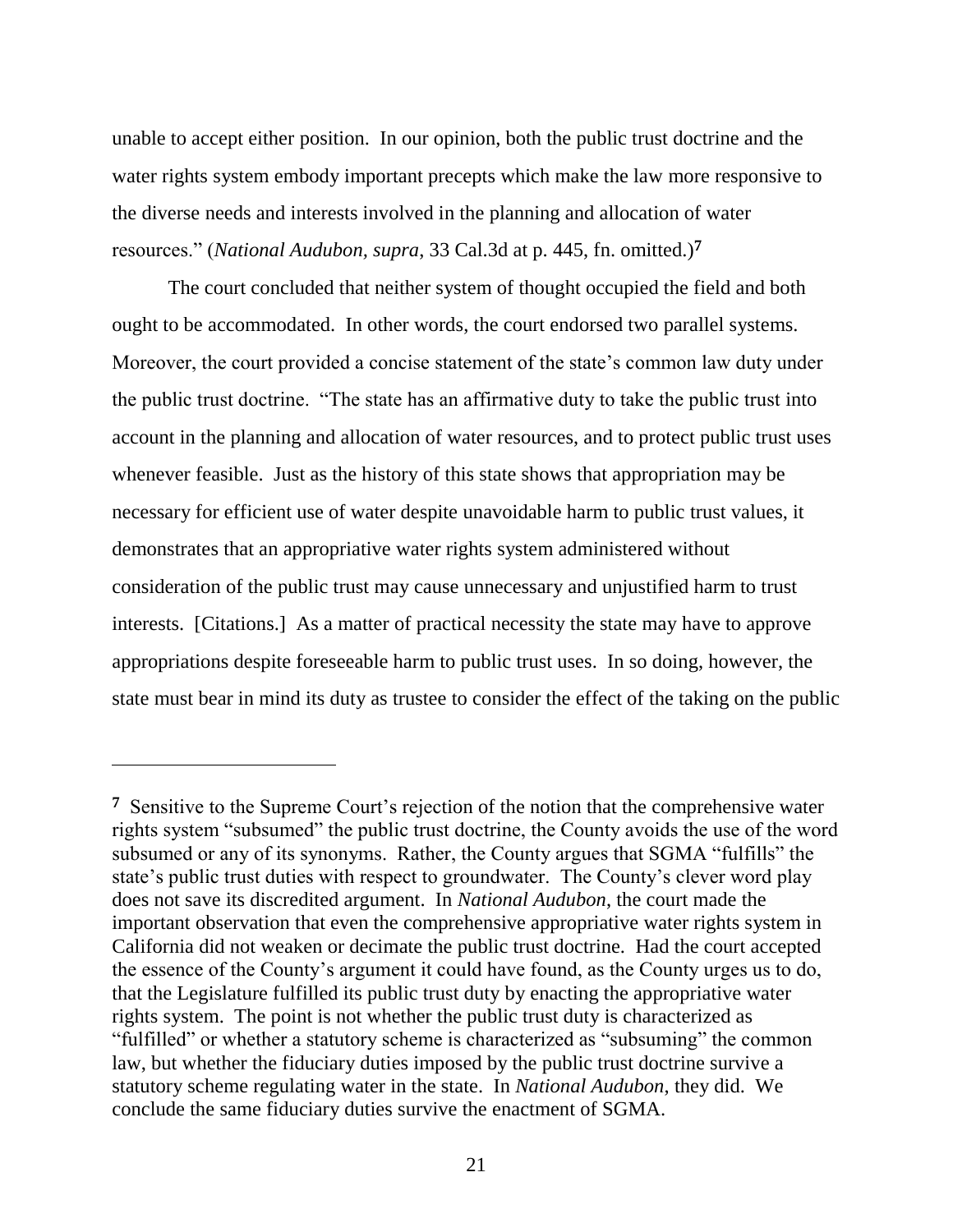unable to accept either position. In our opinion, both the public trust doctrine and the water rights system embody important precepts which make the law more responsive to the diverse needs and interests involved in the planning and allocation of water resources." (*National Audubon, supra*, 33 Cal.3d at p. 445, fn. omitted.)[7]

The court concluded that neither system of thought occupied the field and both ought to be accommodated. In other words, the court endorsed two parallel systems. Moreover, the court provided a concise statement of the state's common law duty under the public trust doctrine. "The state has an affirmative duty to take the public trust into account in the planning and allocation of water resources, and to protect public trust uses whenever feasible. Just as the history of this state shows that appropriation may be necessary for efficient use of water despite unavoidable harm to public trust values, it demonstrates that an appropriative water rights system administered without consideration of the public trust may cause unnecessary and unjustified harm to trust interests. [Citations.] As a matter of practical necessity the state may have to approve appropriations despite foreseeable harm to public trust uses. In so doing, however, the state must bear in mind its duty as trustee to consider the effect of the taking on the public

---

[7] Sensitive to the Supreme Court's rejection of the notion that the comprehensive water rights system "subsumed" the public trust doctrine, the County avoids the use of the word subsumed or any of its synonyms. Rather, the County argues that SGMA "fulfills" the state's public trust duties with respect to groundwater. The County's clever word play does not save its discredited argument. In *National Audubon*, the court made the important observation that even the comprehensive appropriative water rights system in California did not weaken or decimate the public trust doctrine. Had the court accepted the essence of the County's argument it could have found, as the County urges us to do, that the Legislature fulfilled its public trust duty by enacting the appropriative water rights system. The point is not whether the public trust duty is characterized as "fulfilled" or whether a statutory scheme is characterized as "subsuming" the common law, but whether the fiduciary duties imposed by the public trust doctrine survive a statutory scheme regulating water in the state. In *National Audubon*, they did. We conclude the same fiduciary duties survive the enactment of SGMA.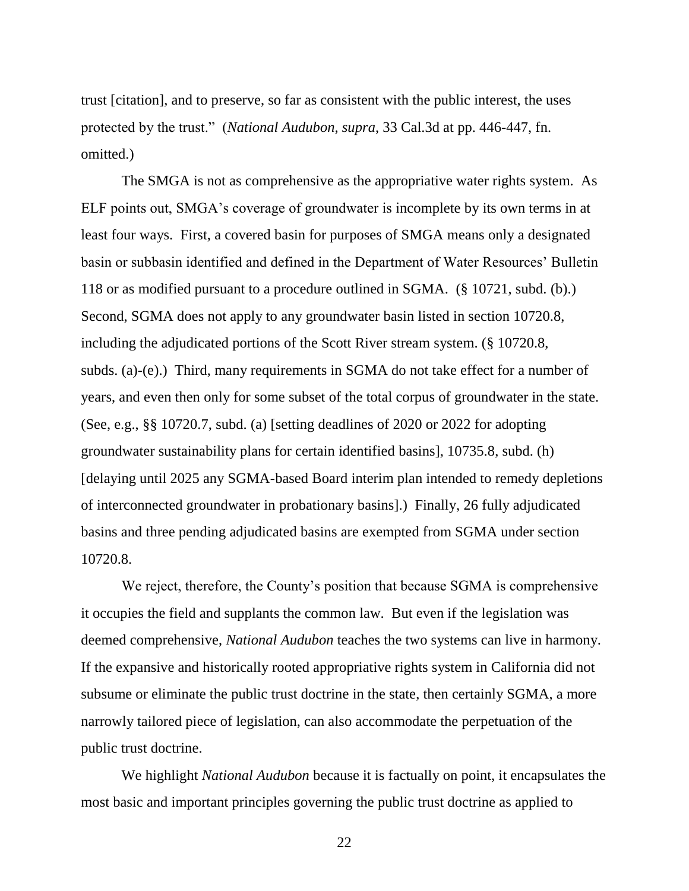trust [citation], and to preserve, so far as consistent with the public interest, the uses protected by the trust." (*National Audubon, supra*, 33 Cal.3d at pp. 446-447, fn. omitted.)

The SMGA is not as comprehensive as the appropriative water rights system. As ELF points out, SMGA's coverage of groundwater is incomplete by its own terms in at least four ways. First, a covered basin for purposes of SMGA means only a designated basin or subbasin identified and defined in the Department of Water Resources' Bulletin 118 or as modified pursuant to a procedure outlined in SGMA. (§ 10721, subd. (b).) Second, SGMA does not apply to any groundwater basin listed in section 10720.8, including the adjudicated portions of the Scott River stream system. (§ 10720.8, subds. (a)-(e).) Third, many requirements in SGMA do not take effect for a number of years, and even then only for some subset of the total corpus of groundwater in the state. (See, e.g., §§ 10720.7, subd. (a) [setting deadlines of 2020 or 2022 for adopting groundwater sustainability plans for certain identified basins], 10735.8, subd. (h) [delaying until 2025 any SGMA-based Board interim plan intended to remedy depletions of interconnected groundwater in probationary basins].) Finally, 26 fully adjudicated basins and three pending adjudicated basins are exempted from SGMA under section 10720.8.

We reject, therefore, the County's position that because SGMA is comprehensive it occupies the field and supplants the common law. But even if the legislation was deemed comprehensive, *National Audubon* teaches the two systems can live in harmony. If the expansive and historically rooted appropriative rights system in California did not subsume or eliminate the public trust doctrine in the state, then certainly SGMA, a more narrowly tailored piece of legislation, can also accommodate the perpetuation of the public trust doctrine.

We highlight *National Audubon* because it is factually on point, it encapsulates the most basic and important principles governing the public trust doctrine as applied to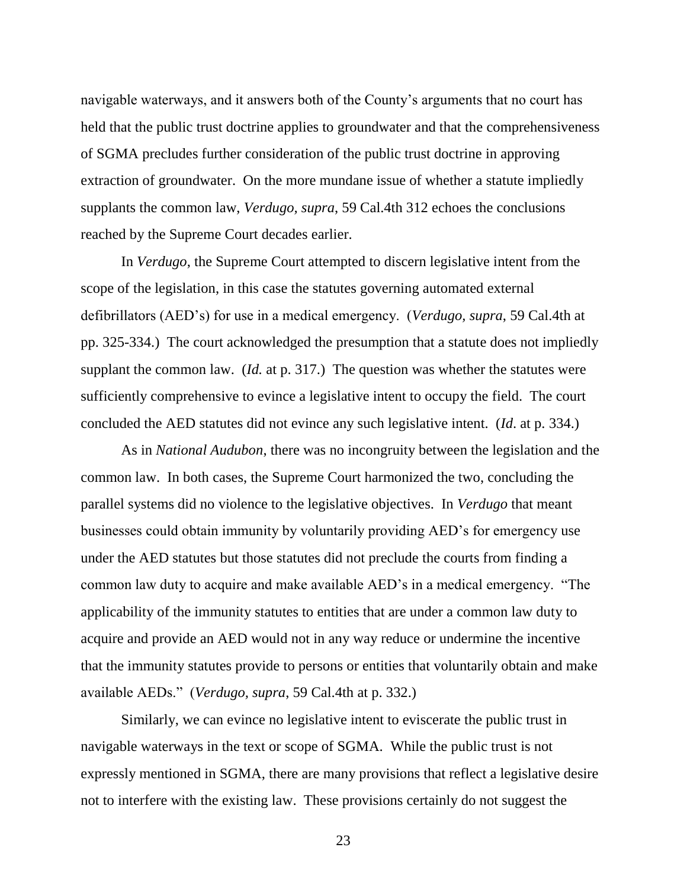navigable waterways, and it answers both of the County's arguments that no court has held that the public trust doctrine applies to groundwater and that the comprehensiveness of SGMA precludes further consideration of the public trust doctrine in approving extraction of groundwater. On the more mundane issue of whether a statute impliedly supplants the common law, *Verdugo*, *supra*, 59 Cal.4th 312 echoes the conclusions reached by the Supreme Court decades earlier.

In *Verdugo*, the Supreme Court attempted to discern legislative intent from the scope of the legislation, in this case the statutes governing automated external defibrillators (AED's) for use in a medical emergency. (*Verdugo, supra*, 59 Cal.4th at pp. 325-334.) The court acknowledged the presumption that a statute does not impliedly supplant the common law. (*Id.* at p. 317.) The question was whether the statutes were sufficiently comprehensive to evince a legislative intent to occupy the field. The court concluded the AED statutes did not evince any such legislative intent. (*Id*. at p. 334.)

As in *National Audubon*, there was no incongruity between the legislation and the common law. In both cases, the Supreme Court harmonized the two, concluding the parallel systems did no violence to the legislative objectives. In *Verdugo* that meant businesses could obtain immunity by voluntarily providing AED's for emergency use under the AED statutes but those statutes did not preclude the courts from finding a common law duty to acquire and make available AED's in a medical emergency. "The applicability of the immunity statutes to entities that are under a common law duty to acquire and provide an AED would not in any way reduce or undermine the incentive that the immunity statutes provide to persons or entities that voluntarily obtain and make available AEDs." (*Verdugo, supra,* 59 Cal.4th at p. 332.)

Similarly, we can evince no legislative intent to eviscerate the public trust in navigable waterways in the text or scope of SGMA. While the public trust is not expressly mentioned in SGMA, there are many provisions that reflect a legislative desire not to interfere with the existing law. These provisions certainly do not suggest the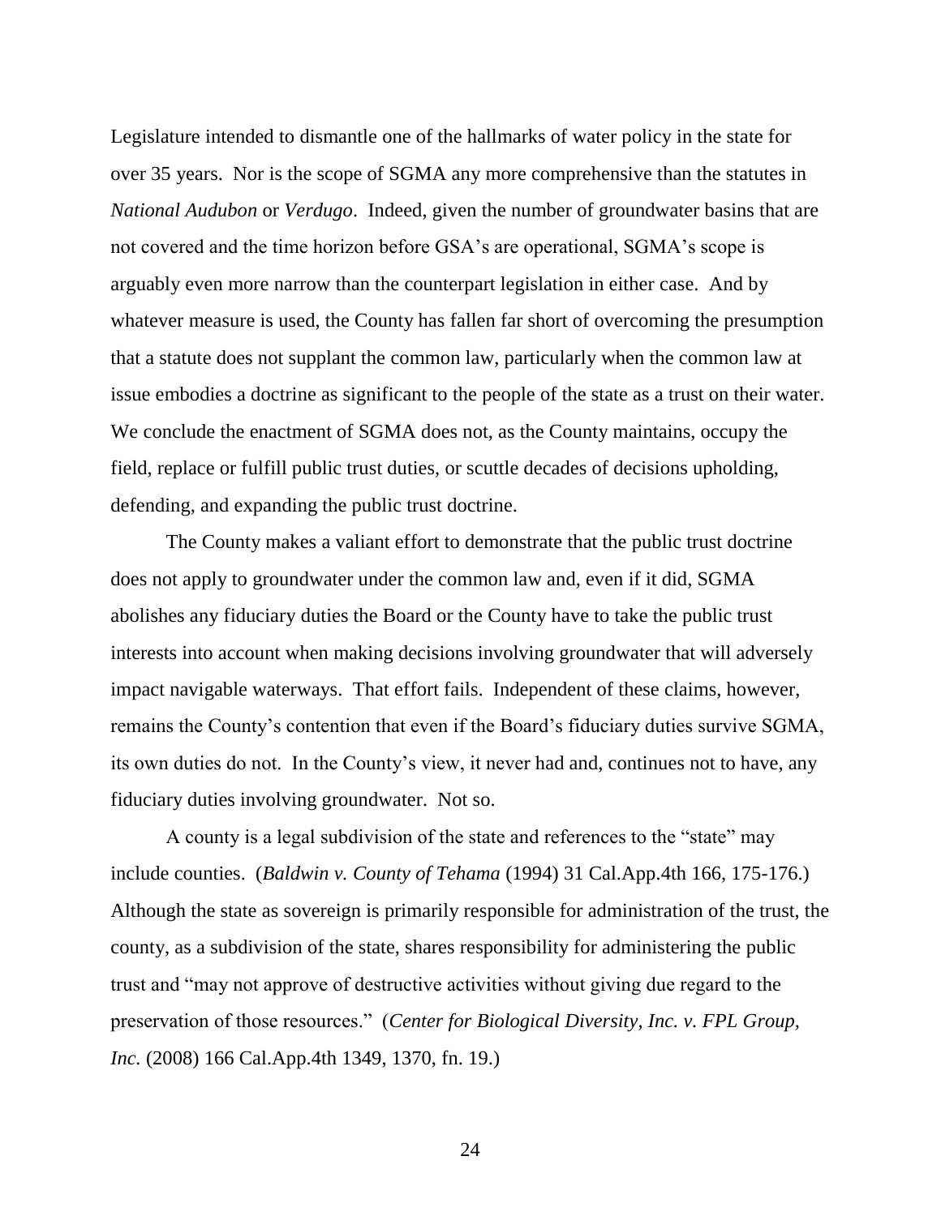Legislature intended to dismantle one of the hallmarks of water policy in the state for over 35 years. Nor is the scope of SGMA any more comprehensive than the statutes in *National Audubon* or *Verdugo*. Indeed, given the number of groundwater basins that are not covered and the time horizon before GSA's are operational, SGMA's scope is arguably even more narrow than the counterpart legislation in either case. And by whatever measure is used, the County has fallen far short of overcoming the presumption that a statute does not supplant the common law, particularly when the common law at issue embodies a doctrine as significant to the people of the state as a trust on their water. We conclude the enactment of SGMA does not, as the County maintains, occupy the field, replace or fulfill public trust duties, or scuttle decades of decisions upholding, defending, and expanding the public trust doctrine.

The County makes a valiant effort to demonstrate that the public trust doctrine does not apply to groundwater under the common law and, even if it did, SGMA abolishes any fiduciary duties the Board or the County have to take the public trust interests into account when making decisions involving groundwater that will adversely impact navigable waterways. That effort fails. Independent of these claims, however, remains the County's contention that even if the Board's fiduciary duties survive SGMA, its own duties do not. In the County's view, it never had and, continues not to have, any fiduciary duties involving groundwater. Not so.

A county is a legal subdivision of the state and references to the "state" may include counties. (*Baldwin v. County of Tehama* (1994) 31 Cal.App.4th 166, 175-176.) Although the state as sovereign is primarily responsible for administration of the trust, the county, as a subdivision of the state, shares responsibility for administering the public trust and "may not approve of destructive activities without giving due regard to the preservation of those resources." (*Center for Biological Diversity, Inc. v. FPL Group, Inc.* (2008) 166 Cal.App.4th 1349, 1370, fn. 19.)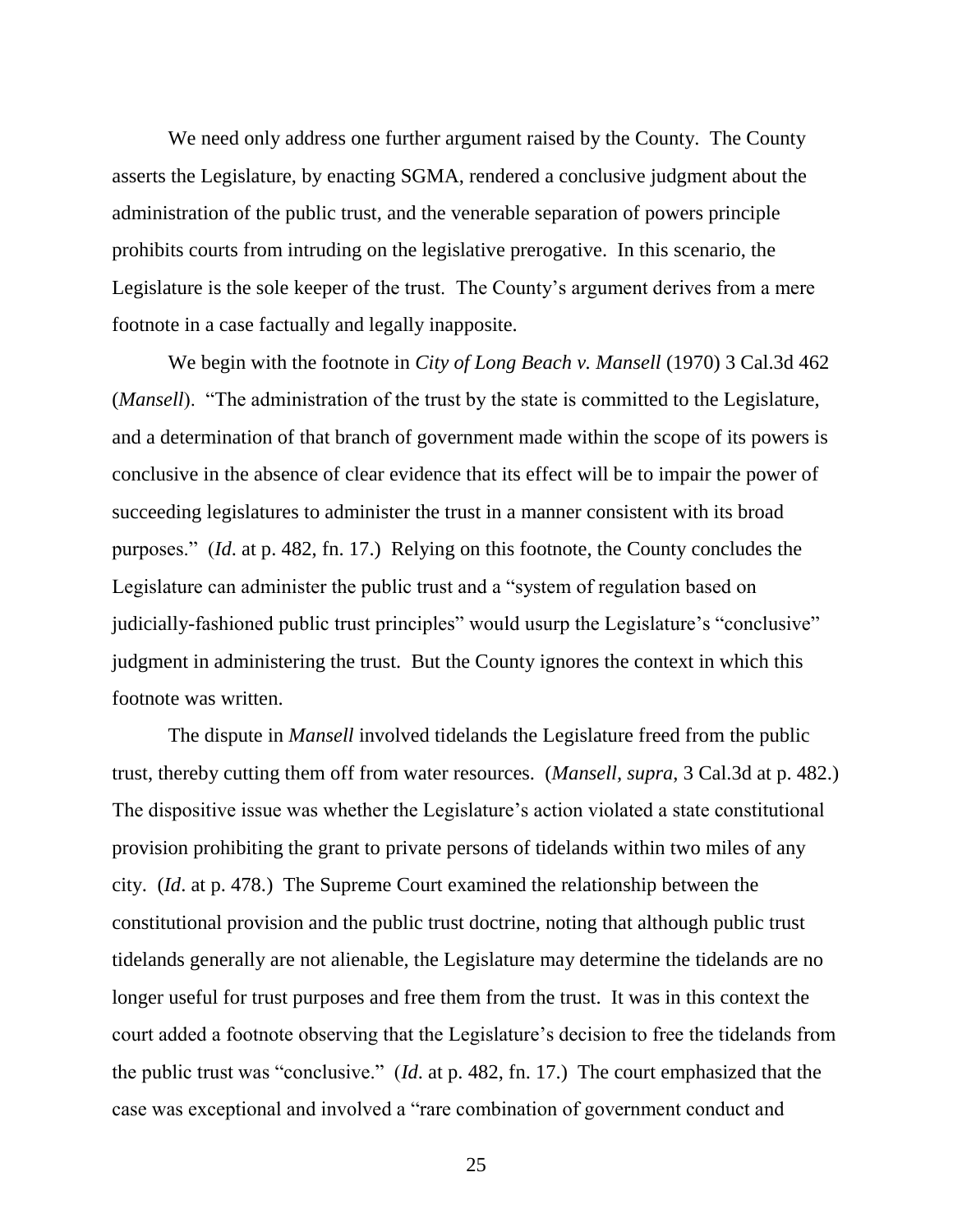We need only address one further argument raised by the County. The County asserts the Legislature, by enacting SGMA, rendered a conclusive judgment about the administration of the public trust, and the venerable separation of powers principle prohibits courts from intruding on the legislative prerogative. In this scenario, the Legislature is the sole keeper of the trust. The County's argument derives from a mere footnote in a case factually and legally inapposite.

We begin with the footnote in *City of Long Beach v. Mansell* (1970) 3 Cal.3d 462 (*Mansell*). "The administration of the trust by the state is committed to the Legislature, and a determination of that branch of government made within the scope of its powers is conclusive in the absence of clear evidence that its effect will be to impair the power of succeeding legislatures to administer the trust in a manner consistent with its broad purposes." (*Id*. at p. 482, fn. 17.) Relying on this footnote, the County concludes the Legislature can administer the public trust and a "system of regulation based on judicially-fashioned public trust principles" would usurp the Legislature's "conclusive" judgment in administering the trust. But the County ignores the context in which this footnote was written.

The dispute in *Mansell* involved tidelands the Legislature freed from the public trust, thereby cutting them off from water resources. (*Mansell*, *supra*, 3 Cal.3d at p. 482.) The dispositive issue was whether the Legislature's action violated a state constitutional provision prohibiting the grant to private persons of tidelands within two miles of any city. (*Id*. at p. 478.) The Supreme Court examined the relationship between the constitutional provision and the public trust doctrine, noting that although public trust tidelands generally are not alienable, the Legislature may determine the tidelands are no longer useful for trust purposes and free them from the trust. It was in this context the court added a footnote observing that the Legislature's decision to free the tidelands from the public trust was "conclusive." (*Id*. at p. 482, fn. 17.) The court emphasized that the case was exceptional and involved a "rare combination of government conduct and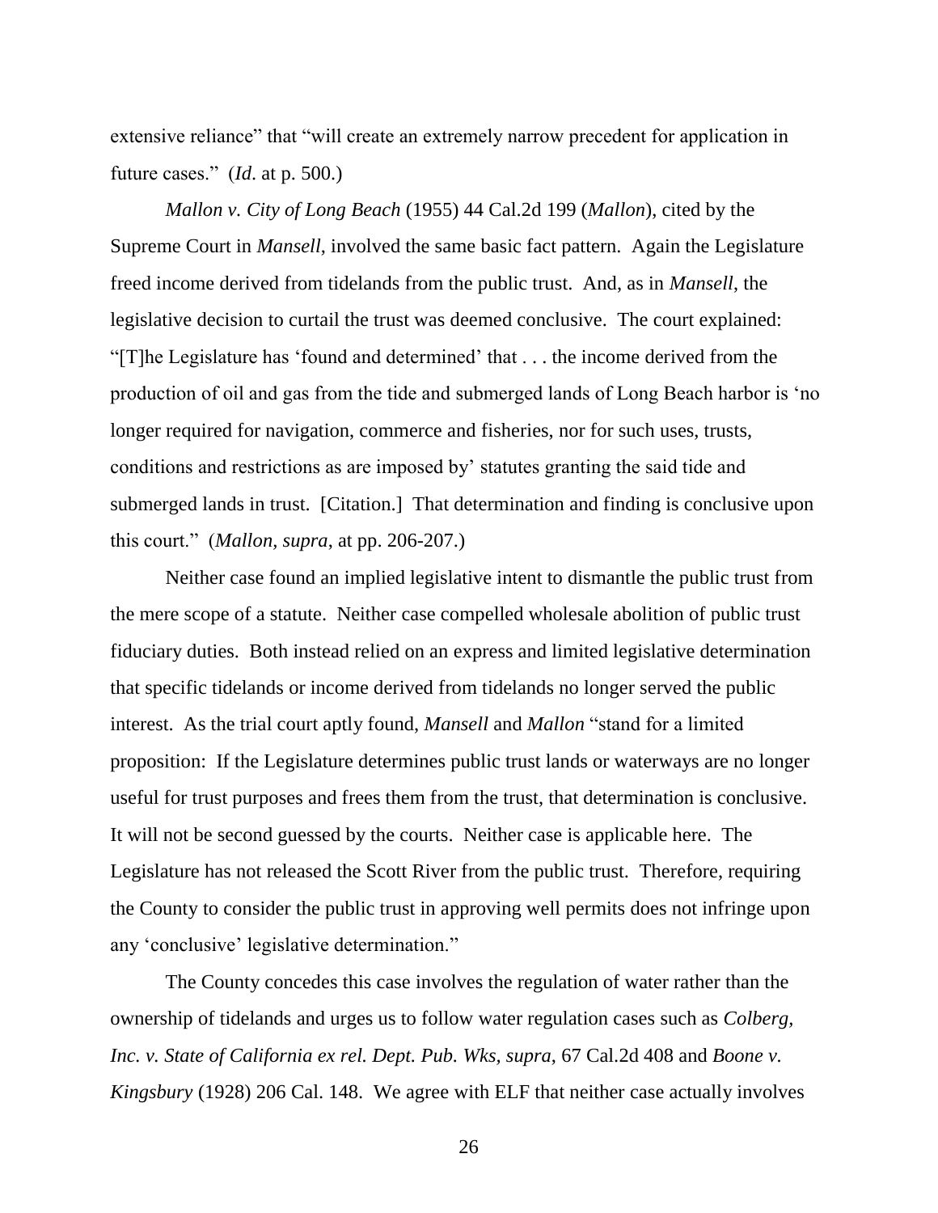extensive reliance" that "will create an extremely narrow precedent for application in future cases." (*Id*. at p. 500.)

*Mallon v. City of Long Beach* (1955) 44 Cal.2d 199 (*Mallon*), cited by the Supreme Court in *Mansell*, involved the same basic fact pattern. Again the Legislature freed income derived from tidelands from the public trust. And, as in *Mansell*, the legislative decision to curtail the trust was deemed conclusive. The court explained: "[T]he Legislature has 'found and determined' that . . . the income derived from the production of oil and gas from the tide and submerged lands of Long Beach harbor is 'no longer required for navigation, commerce and fisheries, nor for such uses, trusts, conditions and restrictions as are imposed by' statutes granting the said tide and submerged lands in trust. [Citation.] That determination and finding is conclusive upon this court." (*Mallon, supra*, at pp. 206-207.)

Neither case found an implied legislative intent to dismantle the public trust from the mere scope of a statute. Neither case compelled wholesale abolition of public trust fiduciary duties. Both instead relied on an express and limited legislative determination that specific tidelands or income derived from tidelands no longer served the public interest. As the trial court aptly found, *Mansell* and *Mallon* "stand for a limited proposition: If the Legislature determines public trust lands or waterways are no longer useful for trust purposes and frees them from the trust, that determination is conclusive. It will not be second guessed by the courts. Neither case is applicable here. The Legislature has not released the Scott River from the public trust. Therefore, requiring the County to consider the public trust in approving well permits does not infringe upon any 'conclusive' legislative determination."

The County concedes this case involves the regulation of water rather than the ownership of tidelands and urges us to follow water regulation cases such as *Colberg, Inc. v. State of California ex rel. Dept. Pub. Wks, supra*, 67 Cal.2d 408 and *Boone v. Kingsbury* (1928) 206 Cal. 148. We agree with ELF that neither case actually involves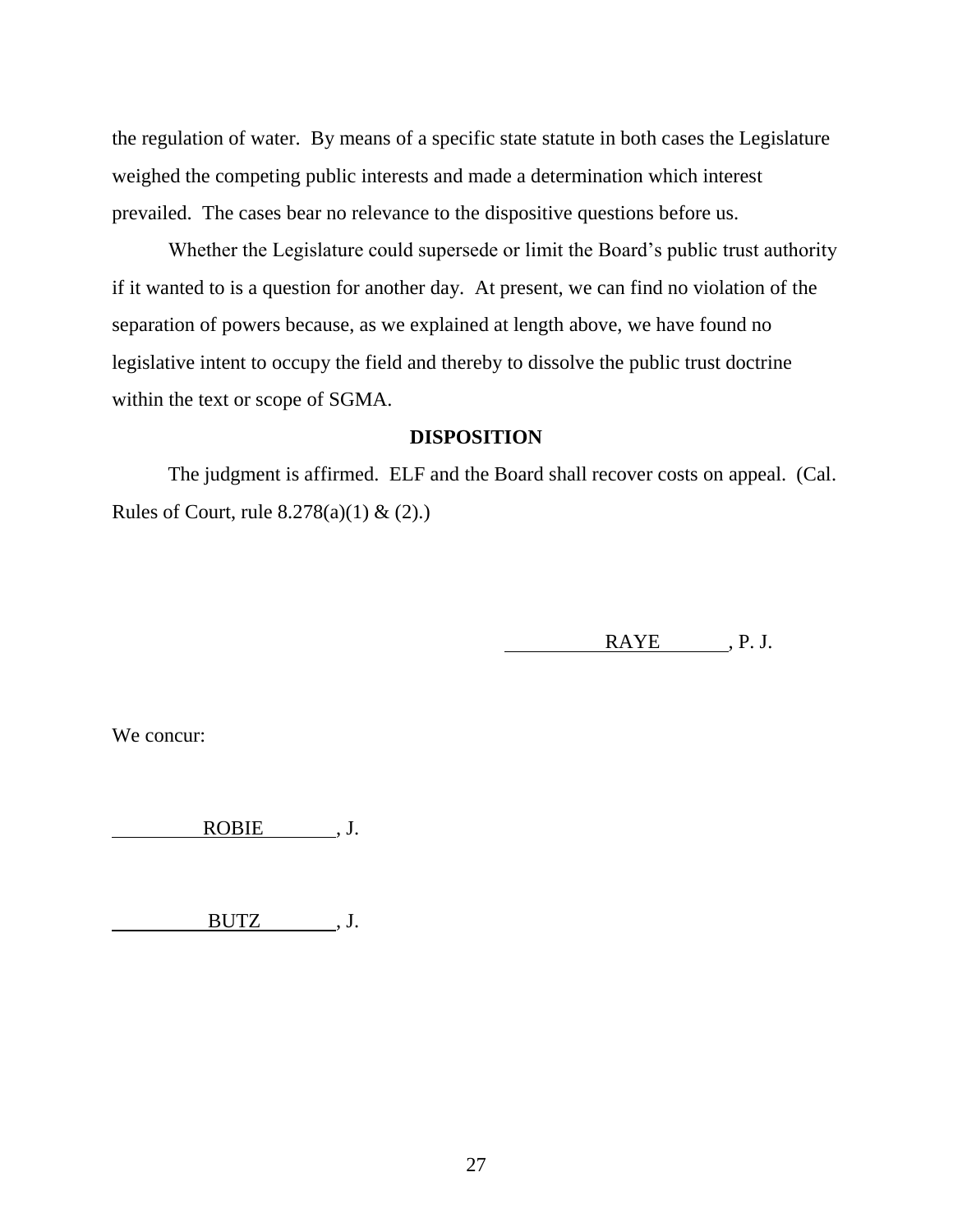the regulation of water. By means of a specific state statute in both cases the Legislature weighed the competing public interests and made a determination which interest prevailed. The cases bear no relevance to the dispositive questions before us.

Whether the Legislature could supersede or limit the Board's public trust authority if it wanted to is a question for another day. At present, we can find no violation of the separation of powers because, as we explained at length above, we have found no legislative intent to occupy the field and thereby to dissolve the public trust doctrine within the text or scope of SGMA.

**DISPOSITION**

The judgment is affirmed. ELF and the Board shall recover costs on appeal. (Cal. Rules of Court, rule 8.278(a)(1) & (2).)

RAYE, P. J.

We concur:

ROBIE, J.

BUTZ, J.